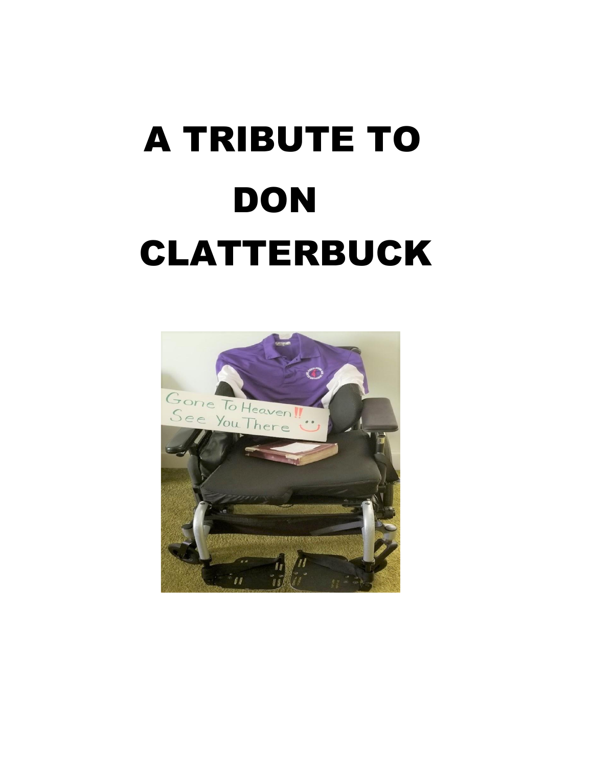# A TRIBUTE TO DON CLATTERBUCK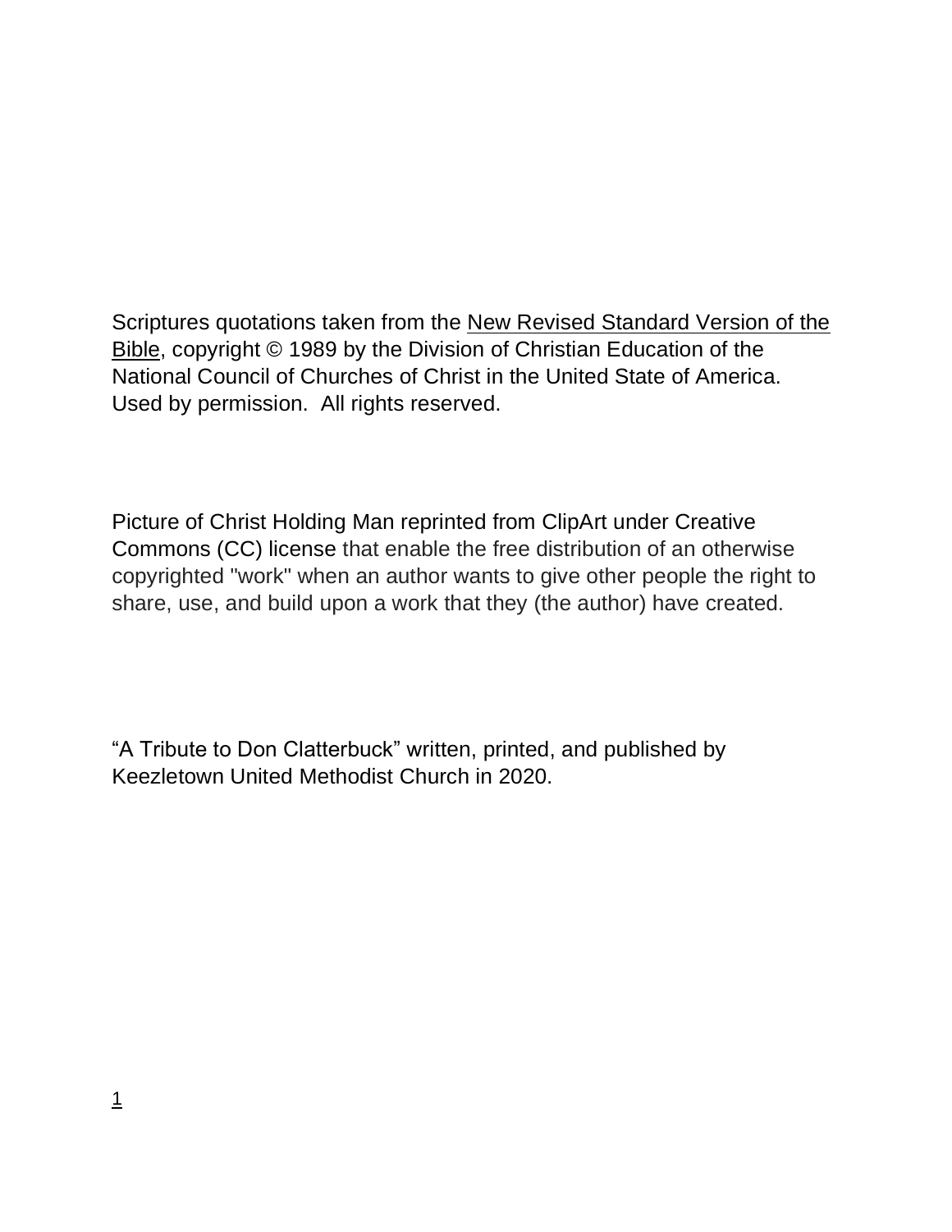Scriptures quotations taken from the New Revised Standard Version of the Bible, copyright © 1989 by the Division of Christian Education of the National Council of Churches of Christ in the United State of America. Used by permission. All rights reserved.

Picture of Christ Holding Man reprinted from ClipArt under Creative Commons (CC) license that enable the free distribution of an otherwise copyrighted "work" when an author wants to give other people the right to share, use, and build upon a work that they (the author) have created.

"A Tribute to Don Clatterbuck" written, printed, and published by Keezletown United Methodist Church in 2020.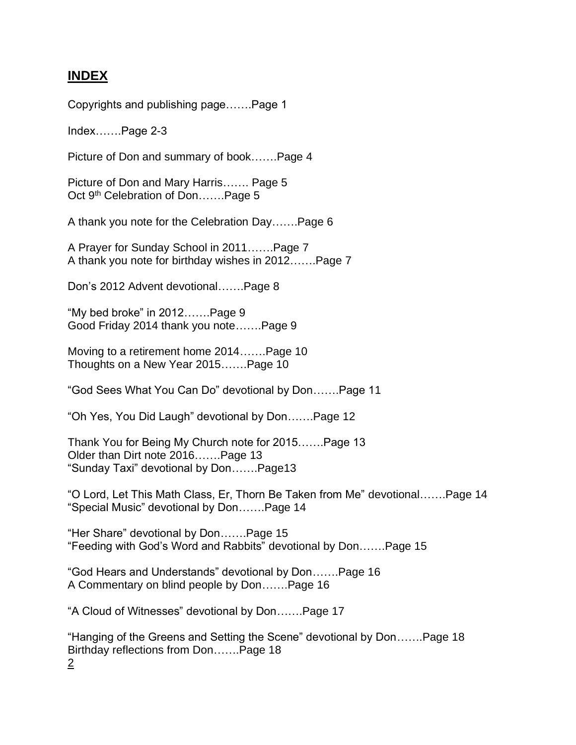## INDEX

Copyrights and publishing page…….Page 1

Index…….Page 2-3

Picture of Don and summary of book…….Page 4

Picture of Don and Mary Harris……. Page 5
Oct 9th Celebration of Don…….Page 5

A thank you note for the Celebration Day…….Page 6

A Prayer for Sunday School in 2011…….Page 7
A thank you note for birthday wishes in 2012…….Page 7

Don's 2012 Advent devotional…….Page 8

"My bed broke" in 2012…….Page 9
Good Friday 2014 thank you note…….Page 9

Moving to a retirement home 2014…….Page 10
Thoughts on a New Year 2015…….Page 10

"God Sees What You Can Do" devotional by Don…….Page 11

"Oh Yes, You Did Laugh" devotional by Don…….Page 12

Thank You for Being My Church note for 2015…….Page 13
Older than Dirt note 2016…….Page 13
"Sunday Taxi" devotional by Don…….Page13

"O Lord, Let This Math Class, Er, Thorn Be Taken from Me" devotional…….Page 14
"Special Music" devotional by Don…….Page 14

"Her Share" devotional by Don…….Page 15
"Feeding with God's Word and Rabbits" devotional by Don…….Page 15

"God Hears and Understands" devotional by Don…….Page 16
A Commentary on blind people by Don…….Page 16

"A Cloud of Witnesses" devotional by Don…….Page 17

"Hanging of the Greens and Setting the Scene" devotional by Don…….Page 18
Birthday reflections from Don…….Page 18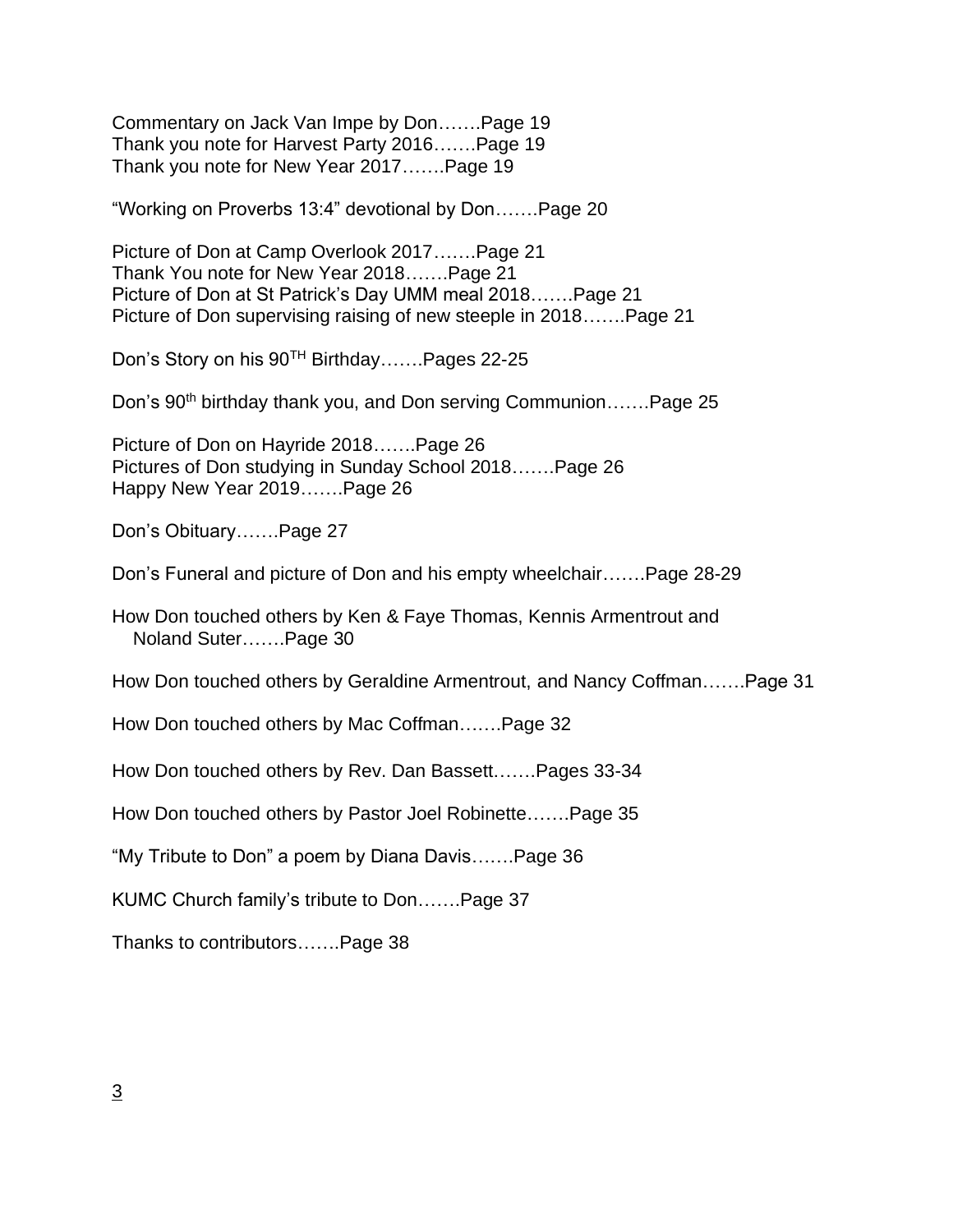Commentary on Jack Van Impe by Don…….Page 19
Thank you note for Harvest Party 2016…….Page 19
Thank you note for New Year 2017…….Page 19

"Working on Proverbs 13:4" devotional by Don…….Page 20

Picture of Don at Camp Overlook 2017…….Page 21
Thank You note for New Year 2018…….Page 21
Picture of Don at St Patrick's Day UMM meal 2018…….Page 21
Picture of Don supervising raising of new steeple in 2018…….Page 21

Don's Story on his 90TH Birthday…….Pages 22-25

Don's 90th birthday thank you, and Don serving Communion…….Page 25

Picture of Don on Hayride 2018…….Page 26
Pictures of Don studying in Sunday School 2018…….Page 26
Happy New Year 2019…….Page 26

Don's Obituary…….Page 27

Don's Funeral and picture of Don and his empty wheelchair…….Page 28-29

How Don touched others by Ken & Faye Thomas, Kennis Armentrout and Noland Suter…….Page 30

How Don touched others by Geraldine Armentrout, and Nancy Coffman…….Page 31

How Don touched others by Mac Coffman…….Page 32

How Don touched others by Rev. Dan Bassett…….Pages 33-34

How Don touched others by Pastor Joel Robinette…….Page 35

"My Tribute to Don" a poem by Diana Davis…….Page 36

KUMC Church family's tribute to Don…….Page 37

Thanks to contributors…….Page 38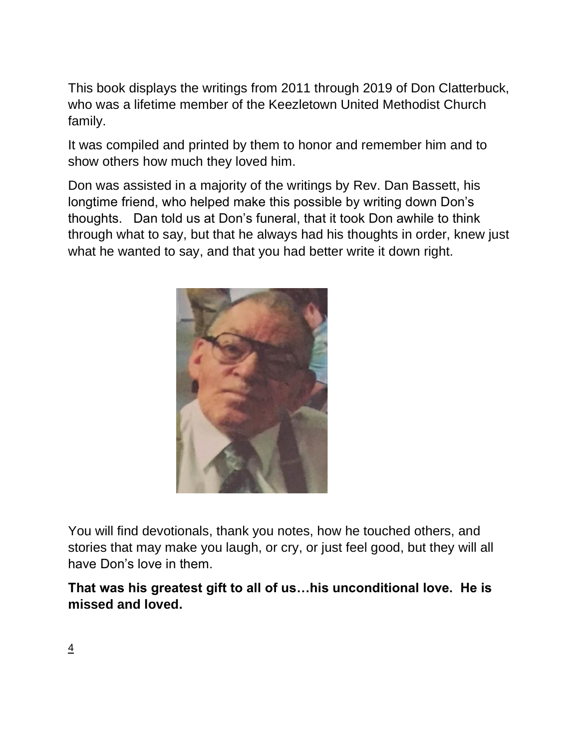This book displays the writings from 2011 through 2019 of Don Clatterbuck, who was a lifetime member of the Keezletown United Methodist Church family.

It was compiled and printed by them to honor and remember him and to show others how much they loved him.

Don was assisted in a majority of the writings by Rev. Dan Bassett, his longtime friend, who helped make this possible by writing down Don's thoughts. Dan told us at Don's funeral, that it took Don awhile to think through what to say, but that he always had his thoughts in order, knew just what he wanted to say, and that you had better write it down right.

You will find devotionals, thank you notes, how he touched others, and stories that may make you laugh, or cry, or just feel good, but they will all have Don's love in them.

**That was his greatest gift to all of us…his unconditional love. He is missed and loved.**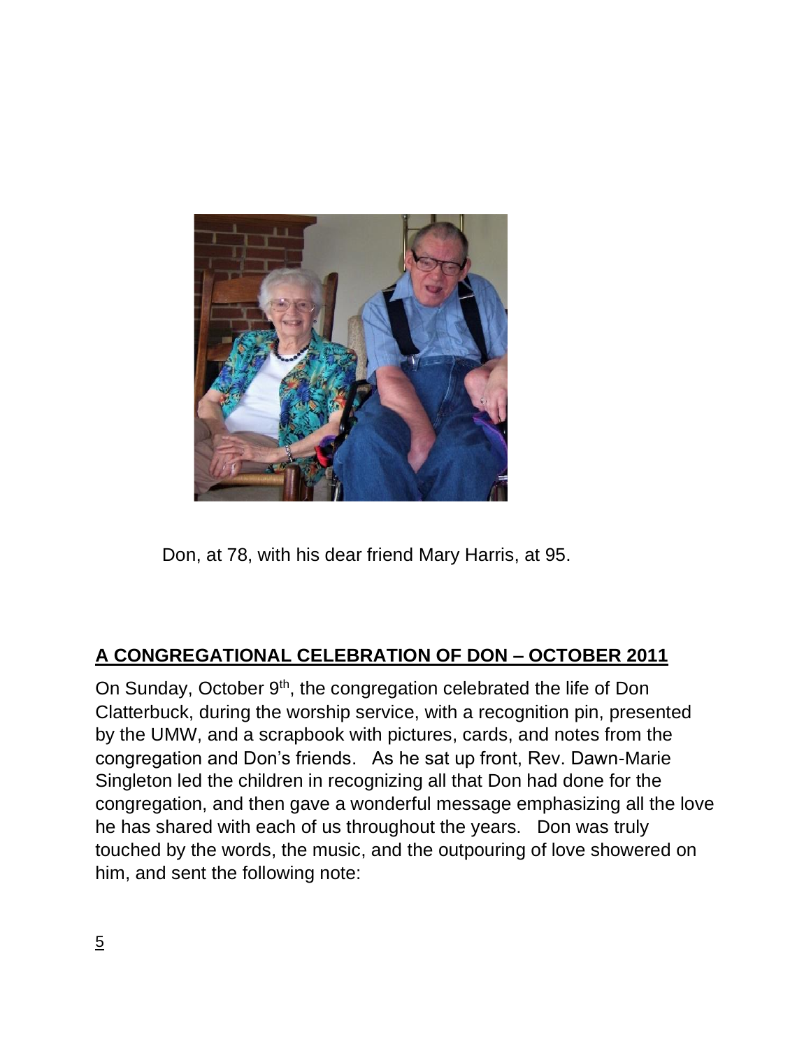Don, at 78, with his dear friend Mary Harris, at 95.

## A CONGREGATIONAL CELEBRATION OF DON – OCTOBER 2011

On Sunday, October 9th, the congregation celebrated the life of Don Clatterbuck, during the worship service, with a recognition pin, presented by the UMW, and a scrapbook with pictures, cards, and notes from the congregation and Don's friends. As he sat up front, Rev. Dawn-Marie Singleton led the children in recognizing all that Don had done for the congregation, and then gave a wonderful message emphasizing all the love he has shared with each of us throughout the years. Don was truly touched by the words, the music, and the outpouring of love showered on him, and sent the following note: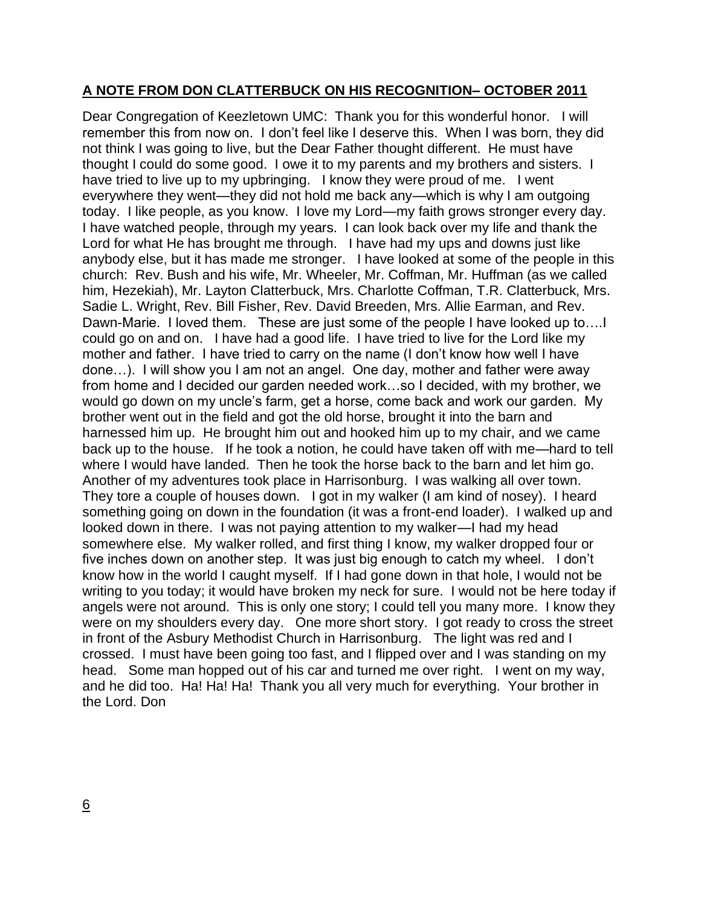## **A NOTE FROM DON CLATTERBUCK ON HIS RECOGNITION– OCTOBER 2011**

Dear Congregation of Keezletown UMC: Thank you for this wonderful honor. I will remember this from now on. I don't feel like I deserve this. When I was born, they did not think I was going to live, but the Dear Father thought different. He must have thought I could do some good. I owe it to my parents and my brothers and sisters. I have tried to live up to my upbringing. I know they were proud of me. I went everywhere they went—they did not hold me back any—which is why I am outgoing today. I like people, as you know. I love my Lord—my faith grows stronger every day. I have watched people, through my years. I can look back over my life and thank the Lord for what He has brought me through. I have had my ups and downs just like anybody else, but it has made me stronger. I have looked at some of the people in this church: Rev. Bush and his wife, Mr. Wheeler, Mr. Coffman, Mr. Huffman (as we called him, Hezekiah), Mr. Layton Clatterbuck, Mrs. Charlotte Coffman, T.R. Clatterbuck, Mrs. Sadie L. Wright, Rev. Bill Fisher, Rev. David Breeden, Mrs. Allie Earman, and Rev. Dawn-Marie. I loved them. These are just some of the people I have looked up to….I could go on and on. I have had a good life. I have tried to live for the Lord like my mother and father. I have tried to carry on the name (I don't know how well I have done…). I will show you I am not an angel. One day, mother and father were away from home and I decided our garden needed work…so I decided, with my brother, we would go down on my uncle's farm, get a horse, come back and work our garden. My brother went out in the field and got the old horse, brought it into the barn and harnessed him up. He brought him out and hooked him up to my chair, and we came back up to the house. If he took a notion, he could have taken off with me—hard to tell where I would have landed. Then he took the horse back to the barn and let him go. Another of my adventures took place in Harrisonburg. I was walking all over town. They tore a couple of houses down. I got in my walker (I am kind of nosey). I heard something going on down in the foundation (it was a front-end loader). I walked up and looked down in there. I was not paying attention to my walker—I had my head somewhere else. My walker rolled, and first thing I know, my walker dropped four or five inches down on another step. It was just big enough to catch my wheel. I don't know how in the world I caught myself. If I had gone down in that hole, I would not be writing to you today; it would have broken my neck for sure. I would not be here today if angels were not around. This is only one story; I could tell you many more. I know they were on my shoulders every day. One more short story. I got ready to cross the street in front of the Asbury Methodist Church in Harrisonburg. The light was red and I crossed. I must have been going too fast, and I flipped over and I was standing on my head. Some man hopped out of his car and turned me over right. I went on my way, and he did too. Ha! Ha! Ha! Thank you all very much for everything. Your brother in the Lord. Don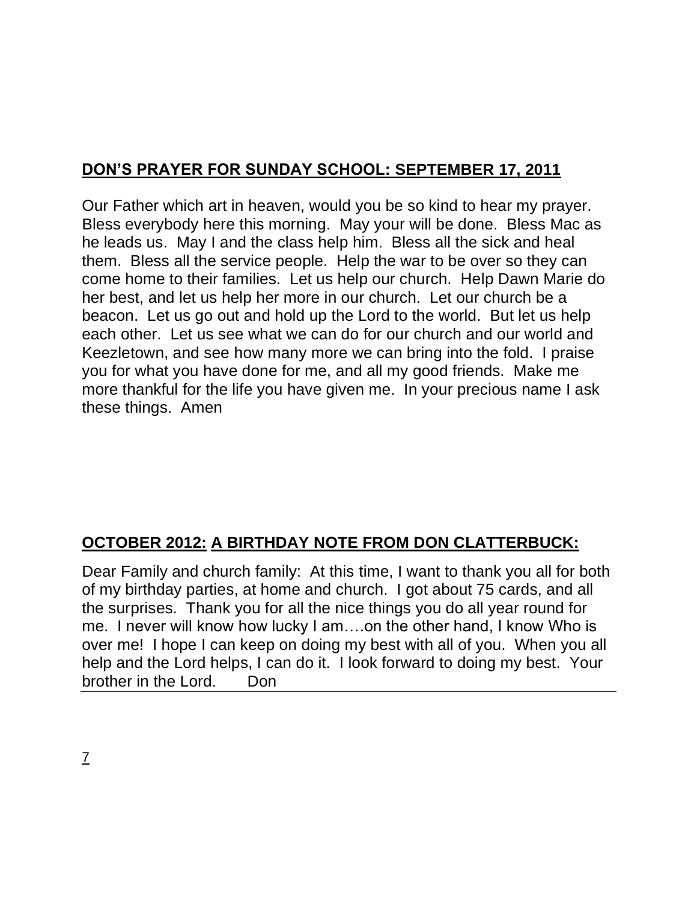## DON'S PRAYER FOR SUNDAY SCHOOL: SEPTEMBER 17, 2011

Our Father which art in heaven, would you be so kind to hear my prayer. Bless everybody here this morning. May your will be done. Bless Mac as he leads us. May I and the class help him. Bless all the sick and heal them. Bless all the service people. Help the war to be over so they can come home to their families. Let us help our church. Help Dawn Marie do her best, and let us help her more in our church. Let our church be a beacon. Let us go out and hold up the Lord to the world. But let us help each other. Let us see what we can do for our church and our world and Keezletown, and see how many more we can bring into the fold. I praise you for what you have done for me, and all my good friends. Make me more thankful for the life you have given me. In your precious name I ask these things. Amen

## OCTOBER 2012: A BIRTHDAY NOTE FROM DON CLATTERBUCK:

Dear Family and church family: At this time, I want to thank you all for both of my birthday parties, at home and church. I got about 75 cards, and all the surprises. Thank you for all the nice things you do all year round for me. I never will know how lucky I am….on the other hand, I know Who is over me! I hope I can keep on doing my best with all of you. When you all help and the Lord helps, I can do it. I look forward to doing my best. Your brother in the Lord. Don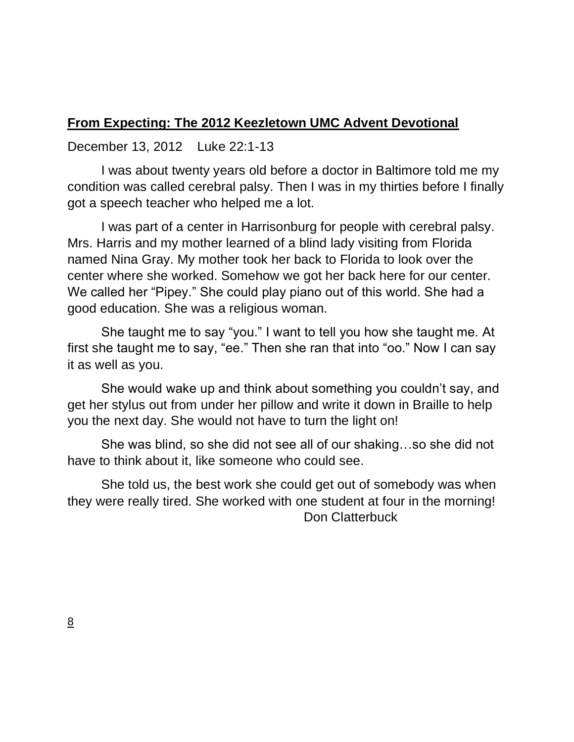**From Expecting: The 2012 Keezletown UMC Advent Devotional**

December 13, 2012    Luke 22:1-13

I was about twenty years old before a doctor in Baltimore told me my condition was called cerebral palsy. Then I was in my thirties before I finally got a speech teacher who helped me a lot.

I was part of a center in Harrisonburg for people with cerebral palsy. Mrs. Harris and my mother learned of a blind lady visiting from Florida named Nina Gray. My mother took her back to Florida to look over the center where she worked. Somehow we got her back here for our center. We called her "Pipey." She could play piano out of this world. She had a good education. She was a religious woman.

She taught me to say "you." I want to tell you how she taught me. At first she taught me to say, "ee." Then she ran that into "oo." Now I can say it as well as you.

She would wake up and think about something you couldn't say, and get her stylus out from under her pillow and write it down in Braille to help you the next day. She would not have to turn the light on!

She was blind, so she did not see all of our shaking…so she did not have to think about it, like someone who could see.

She told us, the best work she could get out of somebody was when they were really tired. She worked with one student at four in the morning!

Don Clatterbuck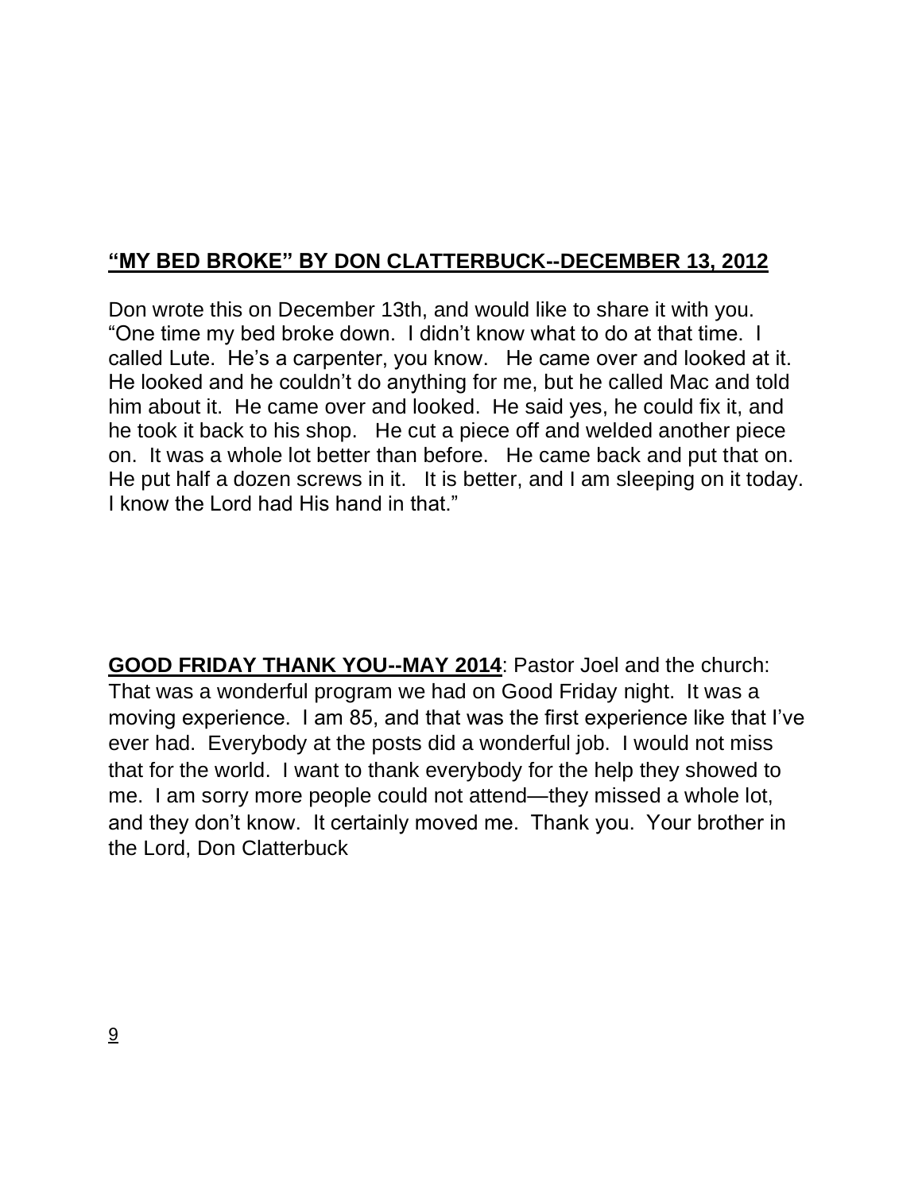**<u>"MY BED BROKE" BY DON CLATTERBUCK--DECEMBER 13, 2012</u>**

Don wrote this on December 13th, and would like to share it with you. "One time my bed broke down. I didn't know what to do at that time. I called Lute. He's a carpenter, you know. He came over and looked at it. He looked and he couldn't do anything for me, but he called Mac and told him about it. He came over and looked. He said yes, he could fix it, and he took it back to his shop. He cut a piece off and welded another piece on. It was a whole lot better than before. He came back and put that on. He put half a dozen screws in it. It is better, and I am sleeping on it today. I know the Lord had His hand in that."

**<u>GOOD FRIDAY THANK YOU--MAY 2014</u>**: Pastor Joel and the church: That was a wonderful program we had on Good Friday night. It was a moving experience. I am 85, and that was the first experience like that I've ever had. Everybody at the posts did a wonderful job. I would not miss that for the world. I want to thank everybody for the help they showed to me. I am sorry more people could not attend—they missed a whole lot, and they don't know. It certainly moved me. Thank you. Your brother in the Lord, Don Clatterbuck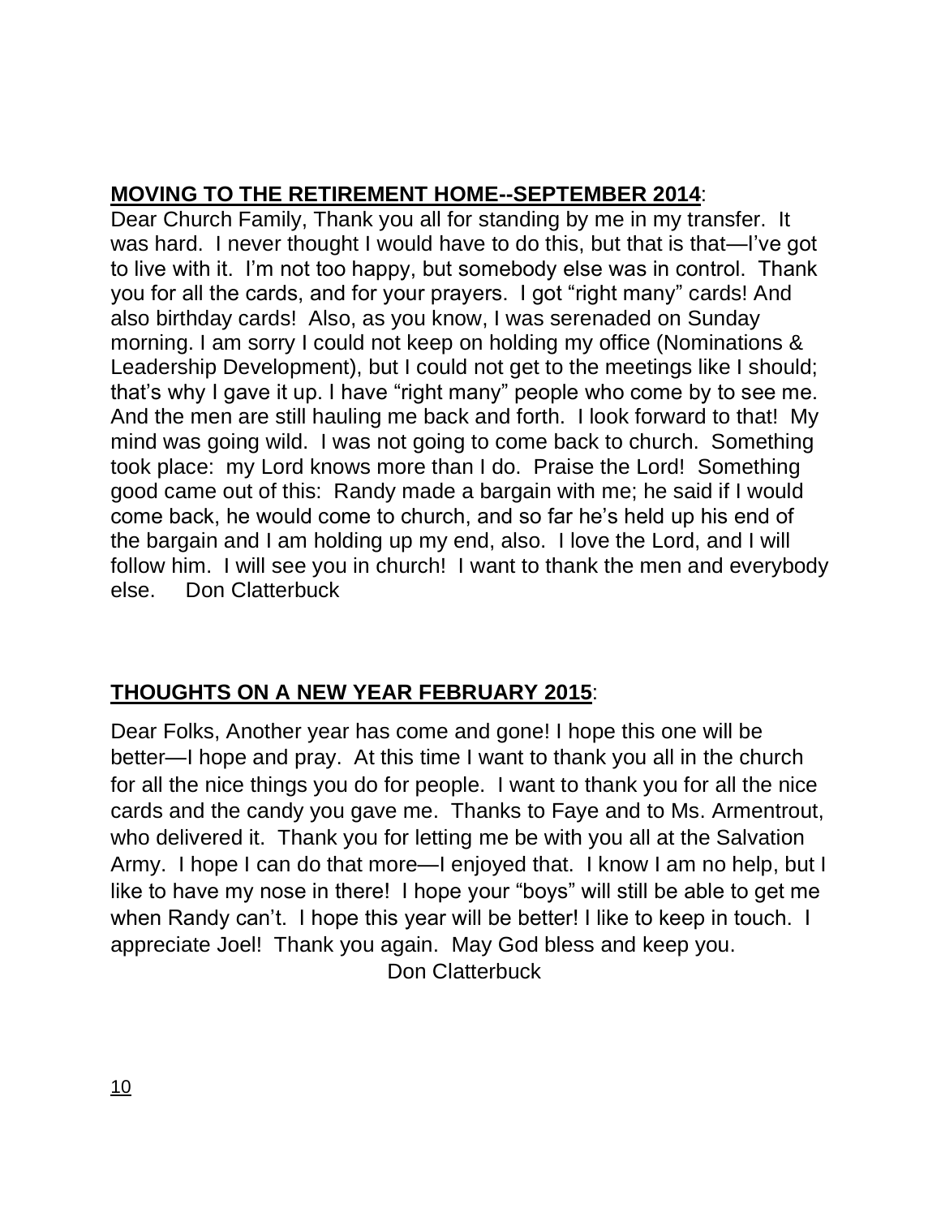**<u>MOVING TO THE RETIREMENT HOME--SEPTEMBER 2014</u>**:

Dear Church Family, Thank you all for standing by me in my transfer. It was hard. I never thought I would have to do this, but that is that—I've got to live with it. I'm not too happy, but somebody else was in control. Thank you for all the cards, and for your prayers. I got "right many" cards! And also birthday cards! Also, as you know, I was serenaded on Sunday morning. I am sorry I could not keep on holding my office (Nominations & Leadership Development), but I could not get to the meetings like I should; that's why I gave it up. I have "right many" people who come by to see me. And the men are still hauling me back and forth. I look forward to that! My mind was going wild. I was not going to come back to church. Something took place: my Lord knows more than I do. Praise the Lord! Something good came out of this: Randy made a bargain with me; he said if I would come back, he would come to church, and so far he's held up his end of the bargain and I am holding up my end, also. I love the Lord, and I will follow him. I will see you in church! I want to thank the men and everybody else. Don Clatterbuck

**<u>THOUGHTS ON A NEW YEAR FEBRUARY 2015</u>**:

Dear Folks, Another year has come and gone! I hope this one will be better—I hope and pray. At this time I want to thank you all in the church for all the nice things you do for people. I want to thank you for all the nice cards and the candy you gave me. Thanks to Faye and to Ms. Armentrout, who delivered it. Thank you for letting me be with you all at the Salvation Army. I hope I can do that more—I enjoyed that. I know I am no help, but I like to have my nose in there! I hope your "boys" will still be able to get me when Randy can't. I hope this year will be better! I like to keep in touch. I appreciate Joel! Thank you again. May God bless and keep you.

Don Clatterbuck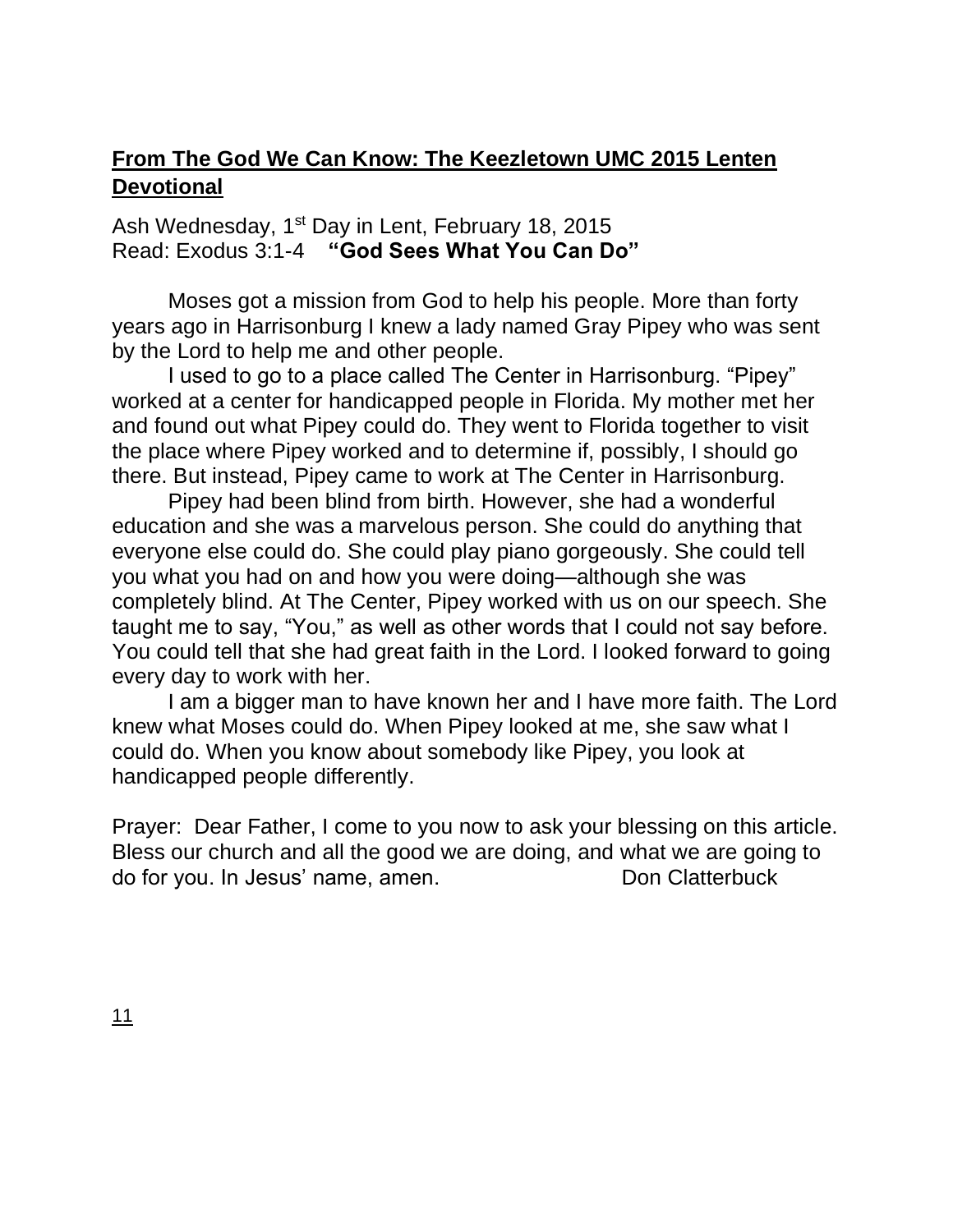**From The God We Can Know: The Keezletown UMC 2015 Lenten Devotional**

Ash Wednesday, 1st Day in Lent, February 18, 2015
Read: Exodus 3:1-4 **"God Sees What You Can Do"**

Moses got a mission from God to help his people. More than forty years ago in Harrisonburg I knew a lady named Gray Pipey who was sent by the Lord to help me and other people.

I used to go to a place called The Center in Harrisonburg. "Pipey" worked at a center for handicapped people in Florida. My mother met her and found out what Pipey could do. They went to Florida together to visit the place where Pipey worked and to determine if, possibly, I should go there. But instead, Pipey came to work at The Center in Harrisonburg.

Pipey had been blind from birth. However, she had a wonderful education and she was a marvelous person. She could do anything that everyone else could do. She could play piano gorgeously. She could tell you what you had on and how you were doing—although she was completely blind. At The Center, Pipey worked with us on our speech. She taught me to say, "You," as well as other words that I could not say before. You could tell that she had great faith in the Lord. I looked forward to going every day to work with her.

I am a bigger man to have known her and I have more faith. The Lord knew what Moses could do. When Pipey looked at me, she saw what I could do. When you know about somebody like Pipey, you look at handicapped people differently.

Prayer: Dear Father, I come to you now to ask your blessing on this article. Bless our church and all the good we are doing, and what we are going to do for you. In Jesus' name, amen. Don Clatterbuck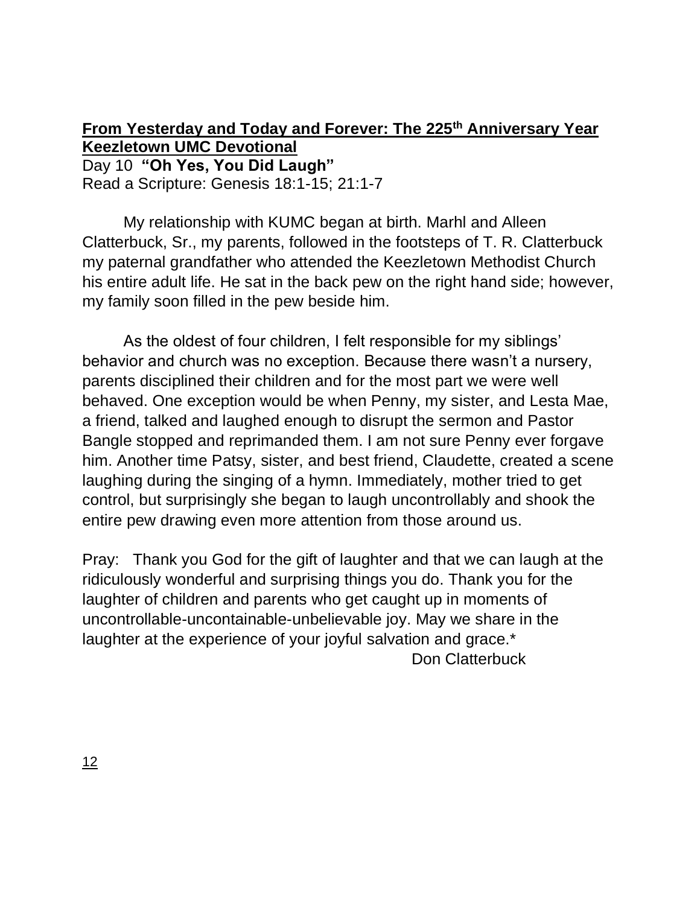**From Yesterday and Today and Forever: The 225th Anniversary Year Keezletown UMC Devotional**

Day 10 **"Oh Yes, You Did Laugh"**

Read a Scripture: Genesis 18:1-15; 21:1-7

My relationship with KUMC began at birth. Marhl and Alleen Clatterbuck, Sr., my parents, followed in the footsteps of T. R. Clatterbuck my paternal grandfather who attended the Keezletown Methodist Church his entire adult life. He sat in the back pew on the right hand side; however, my family soon filled in the pew beside him.

As the oldest of four children, I felt responsible for my siblings' behavior and church was no exception. Because there wasn't a nursery, parents disciplined their children and for the most part we were well behaved. One exception would be when Penny, my sister, and Lesta Mae, a friend, talked and laughed enough to disrupt the sermon and Pastor Bangle stopped and reprimanded them. I am not sure Penny ever forgave him. Another time Patsy, sister, and best friend, Claudette, created a scene laughing during the singing of a hymn. Immediately, mother tried to get control, but surprisingly she began to laugh uncontrollably and shook the entire pew drawing even more attention from those around us.

Pray: Thank you God for the gift of laughter and that we can laugh at the ridiculously wonderful and surprising things you do. Thank you for the laughter of children and parents who get caught up in moments of uncontrollable-uncontainable-unbelievable joy. May we share in the laughter at the experience of your joyful salvation and grace.*

Don Clatterbuck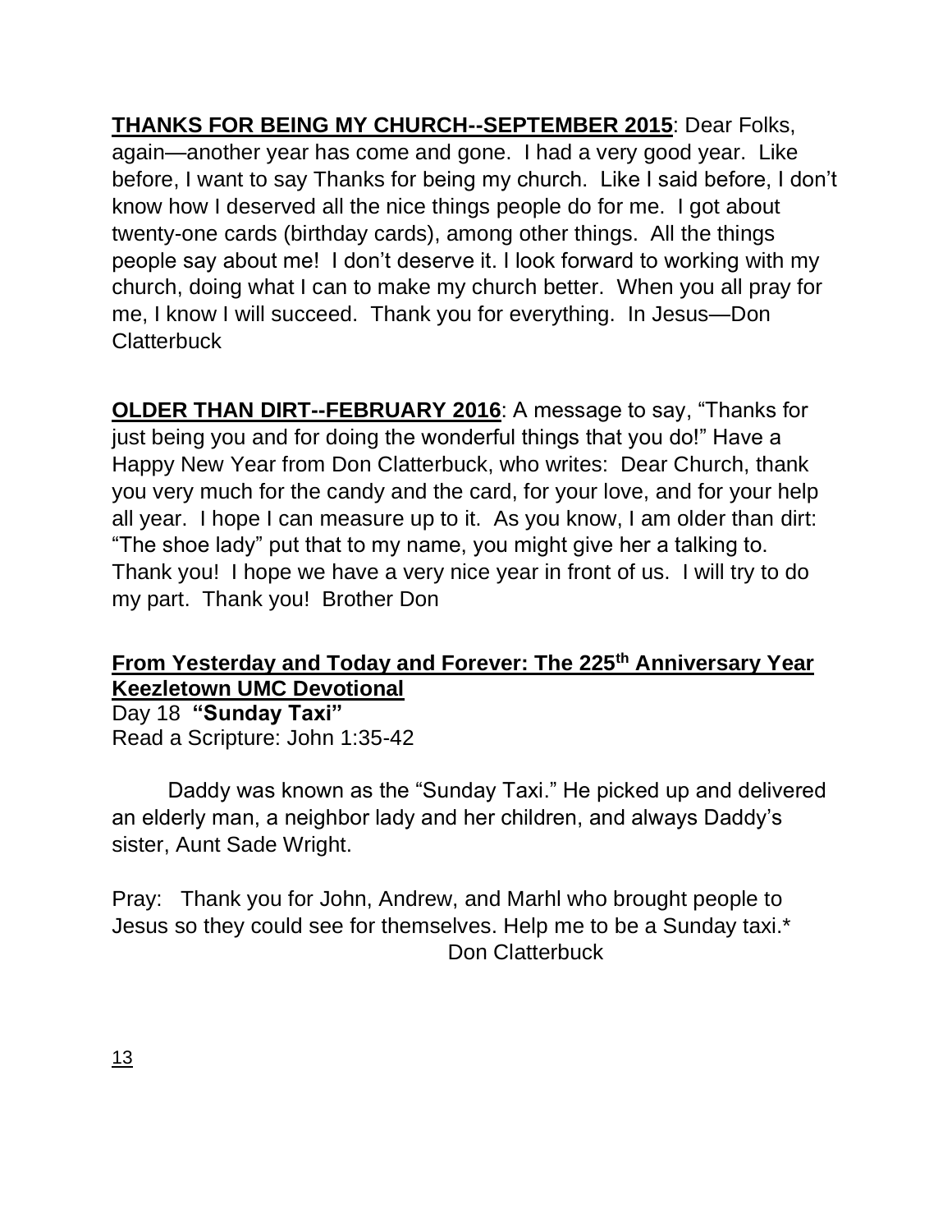**THANKS FOR BEING MY CHURCH--SEPTEMBER 2015**: Dear Folks, again—another year has come and gone. I had a very good year. Like before, I want to say Thanks for being my church. Like I said before, I don't know how I deserved all the nice things people do for me. I got about twenty-one cards (birthday cards), among other things. All the things people say about me! I don't deserve it. I look forward to working with my church, doing what I can to make my church better. When you all pray for me, I know I will succeed. Thank you for everything. In Jesus—Don Clatterbuck

**OLDER THAN DIRT--FEBRUARY 2016**: A message to say, "Thanks for just being you and for doing the wonderful things that you do!" Have a Happy New Year from Don Clatterbuck, who writes: Dear Church, thank you very much for the candy and the card, for your love, and for your help all year. I hope I can measure up to it. As you know, I am older than dirt: "The shoe lady" put that to my name, you might give her a talking to. Thank you! I hope we have a very nice year in front of us. I will try to do my part. Thank you! Brother Don

**From Yesterday and Today and Forever: The 225th Anniversary Year Keezletown UMC Devotional**

Day 18 **"Sunday Taxi"**

Read a Scripture: John 1:35-42

Daddy was known as the "Sunday Taxi." He picked up and delivered an elderly man, a neighbor lady and her children, and always Daddy's sister, Aunt Sade Wright.

Pray: Thank you for John, Andrew, and Marhl who brought people to Jesus so they could see for themselves. Help me to be a Sunday taxi.*

Don Clatterbuck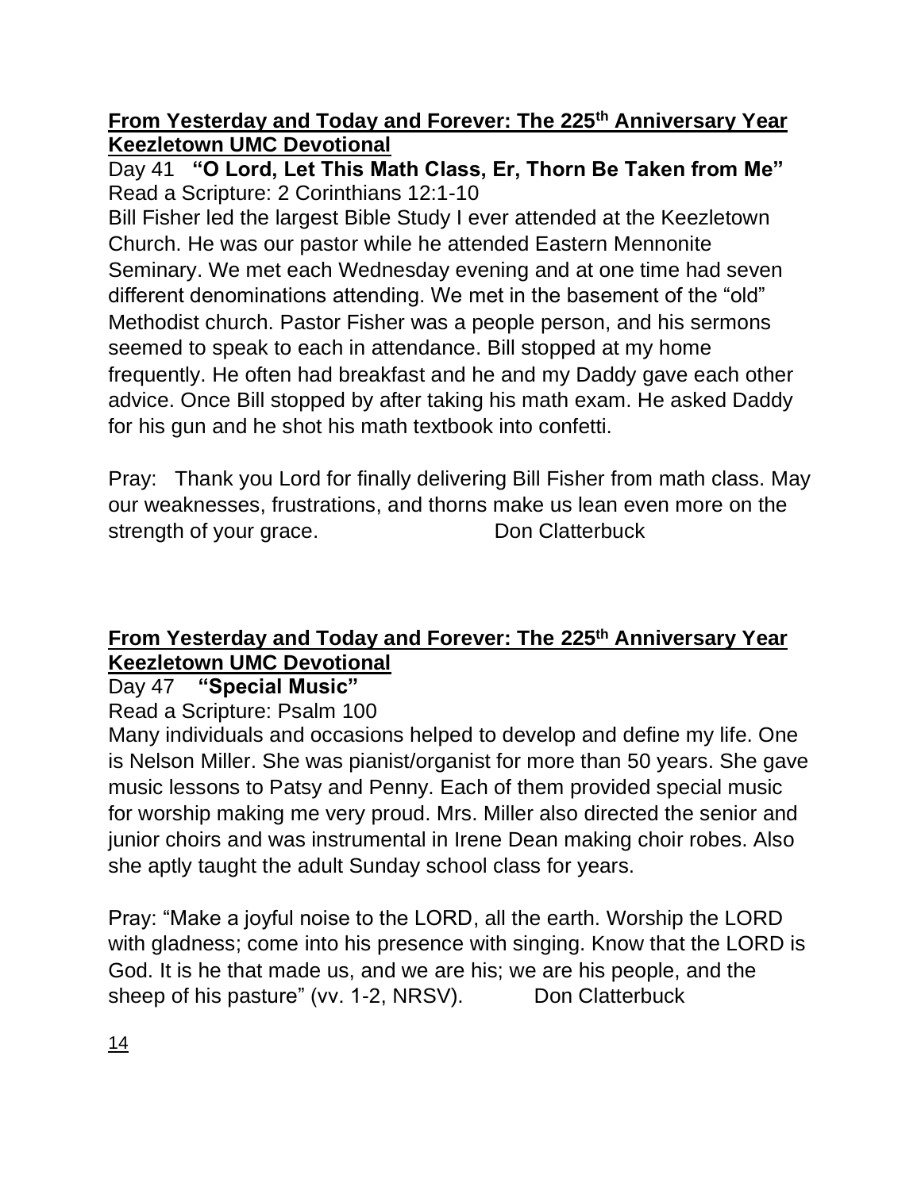**From Yesterday and Today and Forever: The 225th Anniversary Year Keezletown UMC Devotional**

Day 41 **"O Lord, Let This Math Class, Er, Thorn Be Taken from Me"**

Read a Scripture: 2 Corinthians 12:1-10

Bill Fisher led the largest Bible Study I ever attended at the Keezletown Church. He was our pastor while he attended Eastern Mennonite Seminary. We met each Wednesday evening and at one time had seven different denominations attending. We met in the basement of the "old" Methodist church. Pastor Fisher was a people person, and his sermons seemed to speak to each in attendance. Bill stopped at my home frequently. He often had breakfast and he and my Daddy gave each other advice. Once Bill stopped by after taking his math exam. He asked Daddy for his gun and he shot his math textbook into confetti.

Pray: Thank you Lord for finally delivering Bill Fisher from math class. May our weaknesses, frustrations, and thorns make us lean even more on the strength of your grace. Don Clatterbuck

**From Yesterday and Today and Forever: The 225th Anniversary Year Keezletown UMC Devotional**

Day 47 **"Special Music"**

Read a Scripture: Psalm 100

Many individuals and occasions helped to develop and define my life. One is Nelson Miller. She was pianist/organist for more than 50 years. She gave music lessons to Patsy and Penny. Each of them provided special music for worship making me very proud. Mrs. Miller also directed the senior and junior choirs and was instrumental in Irene Dean making choir robes. Also she aptly taught the adult Sunday school class for years.

Pray: "Make a joyful noise to the LORD, all the earth. Worship the LORD with gladness; come into his presence with singing. Know that the LORD is God. It is he that made us, and we are his; we are his people, and the sheep of his pasture" (vv. 1-2, NRSV). Don Clatterbuck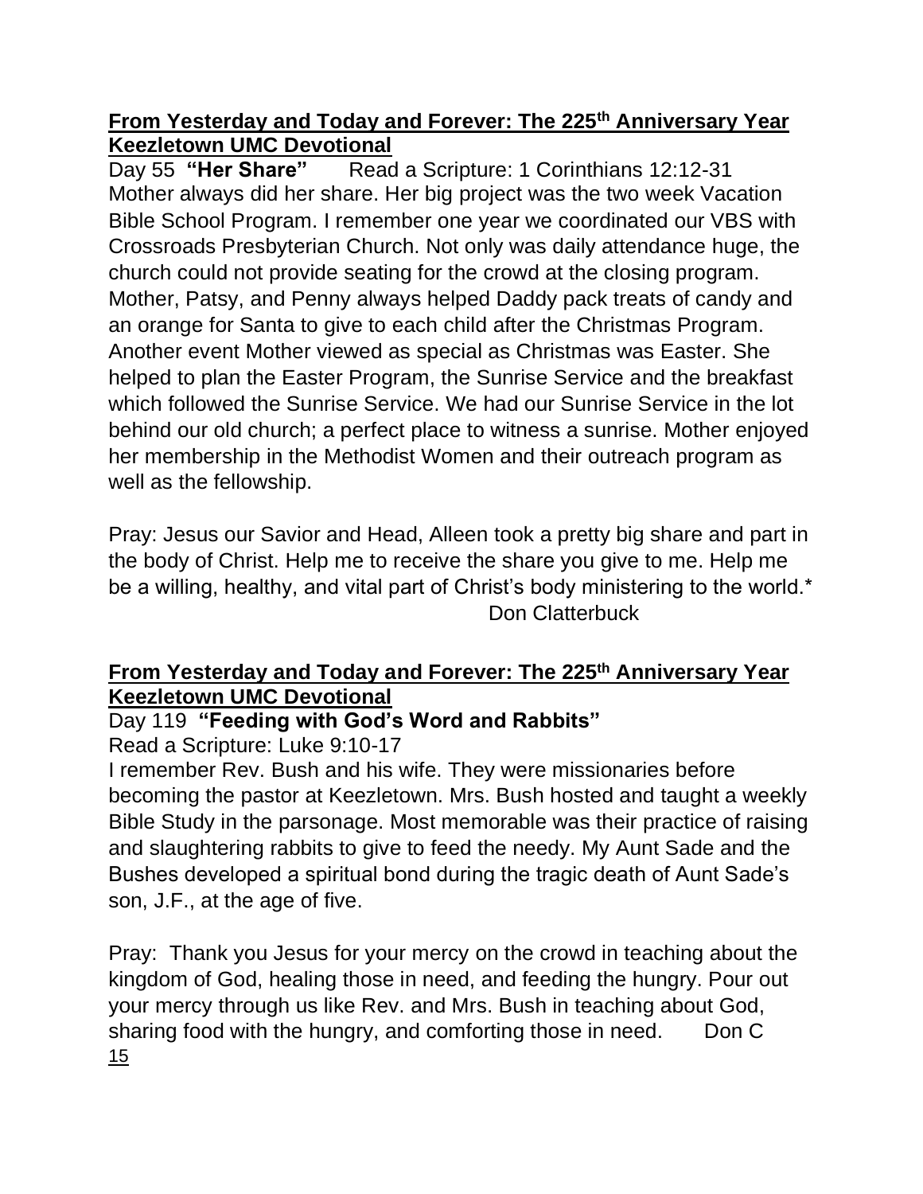**From Yesterday and Today and Forever: The 225th Anniversary Year Keezletown UMC Devotional**

Day 55 **"Her Share"** Read a Scripture: 1 Corinthians 12:12-31

Mother always did her share. Her big project was the two week Vacation Bible School Program. I remember one year we coordinated our VBS with Crossroads Presbyterian Church. Not only was daily attendance huge, the church could not provide seating for the crowd at the closing program. Mother, Patsy, and Penny always helped Daddy pack treats of candy and an orange for Santa to give to each child after the Christmas Program. Another event Mother viewed as special as Christmas was Easter. She helped to plan the Easter Program, the Sunrise Service and the breakfast which followed the Sunrise Service. We had our Sunrise Service in the lot behind our old church; a perfect place to witness a sunrise. Mother enjoyed her membership in the Methodist Women and their outreach program as well as the fellowship.

Pray: Jesus our Savior and Head, Alleen took a pretty big share and part in the body of Christ. Help me to receive the share you give to me. Help me be a willing, healthy, and vital part of Christ's body ministering to the world.*

Don Clatterbuck

**From Yesterday and Today and Forever: The 225th Anniversary Year Keezletown UMC Devotional**

Day 119 **"Feeding with God's Word and Rabbits"**

Read a Scripture: Luke 9:10-17

I remember Rev. Bush and his wife. They were missionaries before becoming the pastor at Keezletown. Mrs. Bush hosted and taught a weekly Bible Study in the parsonage. Most memorable was their practice of raising and slaughtering rabbits to give to feed the needy. My Aunt Sade and the Bushes developed a spiritual bond during the tragic death of Aunt Sade's son, J.F., at the age of five.

Pray: Thank you Jesus for your mercy on the crowd in teaching about the kingdom of God, healing those in need, and feeding the hungry. Pour out your mercy through us like Rev. and Mrs. Bush in teaching about God, sharing food with the hungry, and comforting those in need. Don C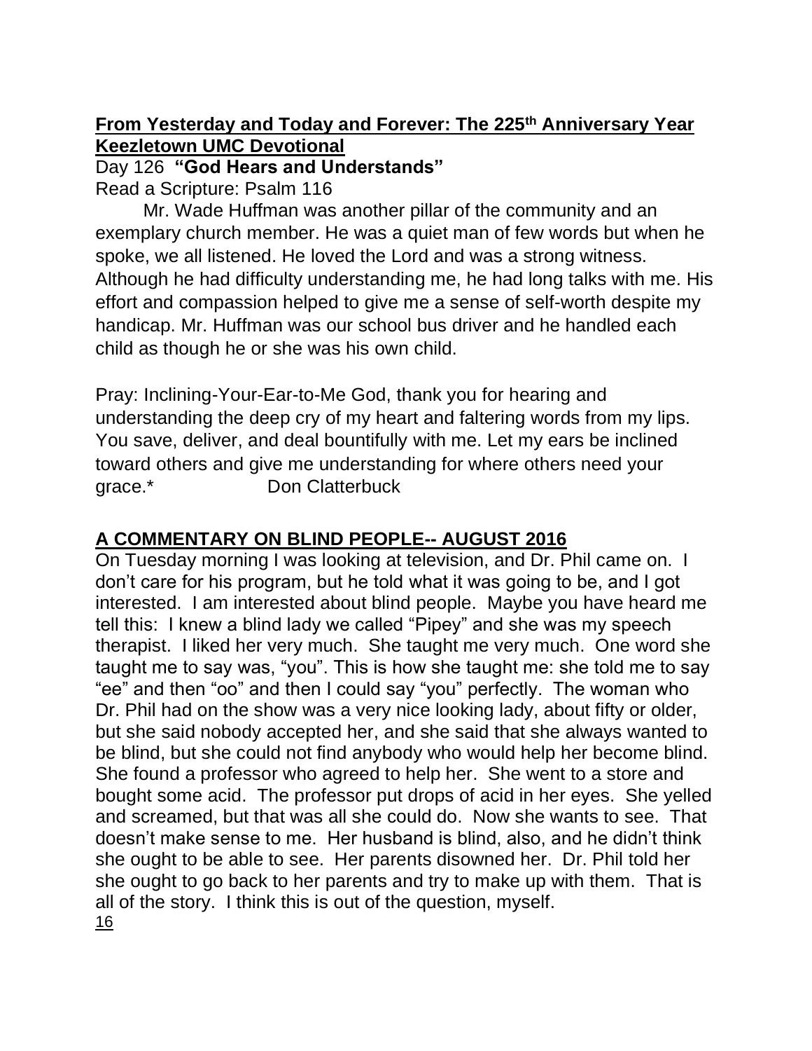## **From Yesterday and Today and Forever: The 225th Anniversary Year Keezletown UMC Devotional**

Day 126 **"God Hears and Understands"**

Read a Scripture: Psalm 116

Mr. Wade Huffman was another pillar of the community and an exemplary church member. He was a quiet man of few words but when he spoke, we all listened. He loved the Lord and was a strong witness. Although he had difficulty understanding me, he had long talks with me. His effort and compassion helped to give me a sense of self-worth despite my handicap. Mr. Huffman was our school bus driver and he handled each child as though he or she was his own child.

Pray: Inclining-Your-Ear-to-Me God, thank you for hearing and understanding the deep cry of my heart and faltering words from my lips. You save, deliver, and deal bountifully with me. Let my ears be inclined toward others and give me understanding for where others need your grace.* Don Clatterbuck

## **A COMMENTARY ON BLIND PEOPLE-- AUGUST 2016**

On Tuesday morning I was looking at television, and Dr. Phil came on. I don't care for his program, but he told what it was going to be, and I got interested. I am interested about blind people. Maybe you have heard me tell this: I knew a blind lady we called "Pipey" and she was my speech therapist. I liked her very much. She taught me very much. One word she taught me to say was, "you". This is how she taught me: she told me to say "ee" and then "oo" and then I could say "you" perfectly. The woman who Dr. Phil had on the show was a very nice looking lady, about fifty or older, but she said nobody accepted her, and she said that she always wanted to be blind, but she could not find anybody who would help her become blind. She found a professor who agreed to help her. She went to a store and bought some acid. The professor put drops of acid in her eyes. She yelled and screamed, but that was all she could do. Now she wants to see. That doesn't make sense to me. Her husband is blind, also, and he didn't think she ought to be able to see. Her parents disowned her. Dr. Phil told her she ought to go back to her parents and try to make up with them. That is all of the story. I think this is out of the question, myself.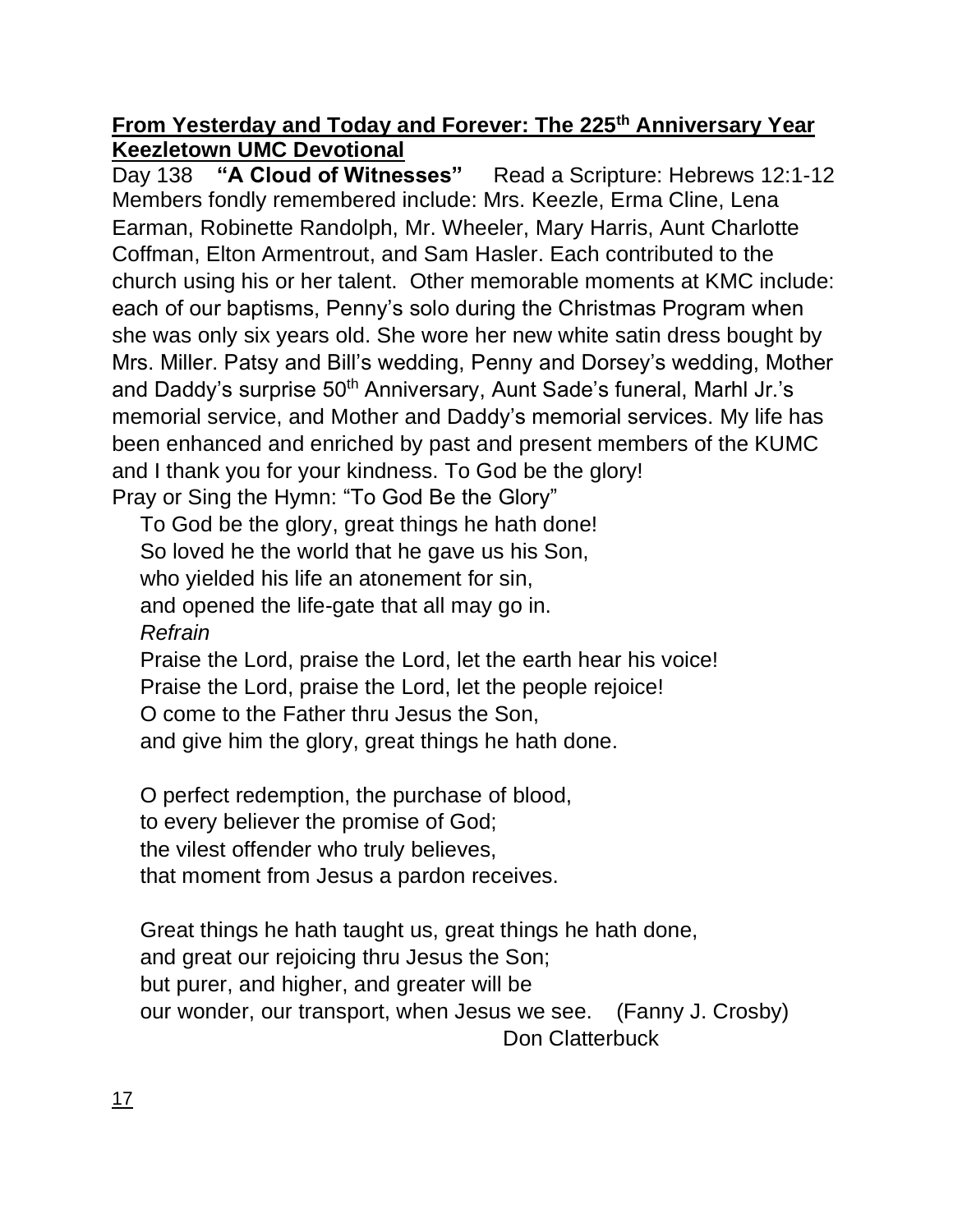**From Yesterday and Today and Forever: The 225th Anniversary Year Keezletown UMC Devotional**

Day 138 **"A Cloud of Witnesses"** Read a Scripture: Hebrews 12:1-12

Members fondly remembered include: Mrs. Keezle, Erma Cline, Lena Earman, Robinette Randolph, Mr. Wheeler, Mary Harris, Aunt Charlotte Coffman, Elton Armentrout, and Sam Hasler. Each contributed to the church using his or her talent. Other memorable moments at KMC include: each of our baptisms, Penny's solo during the Christmas Program when she was only six years old. She wore her new white satin dress bought by Mrs. Miller. Patsy and Bill's wedding, Penny and Dorsey's wedding, Mother and Daddy's surprise 50th Anniversary, Aunt Sade's funeral, Marhl Jr.'s memorial service, and Mother and Daddy's memorial services. My life has been enhanced and enriched by past and present members of the KUMC and I thank you for your kindness. To God be the glory!

Pray or Sing the Hymn: "To God Be the Glory"

To God be the glory, great things he hath done!
So loved he the world that he gave us his Son,
who yielded his life an atonement for sin,
and opened the life-gate that all may go in.

*Refrain*

Praise the Lord, praise the Lord, let the earth hear his voice!
Praise the Lord, praise the Lord, let the people rejoice!
O come to the Father thru Jesus the Son,
and give him the glory, great things he hath done.

O perfect redemption, the purchase of blood,
to every believer the promise of God;
the vilest offender who truly believes,
that moment from Jesus a pardon receives.

Great things he hath taught us, great things he hath done,
and great our rejoicing thru Jesus the Son;
but purer, and higher, and greater will be
our wonder, our transport, when Jesus we see. (Fanny J. Crosby)

Don Clatterbuck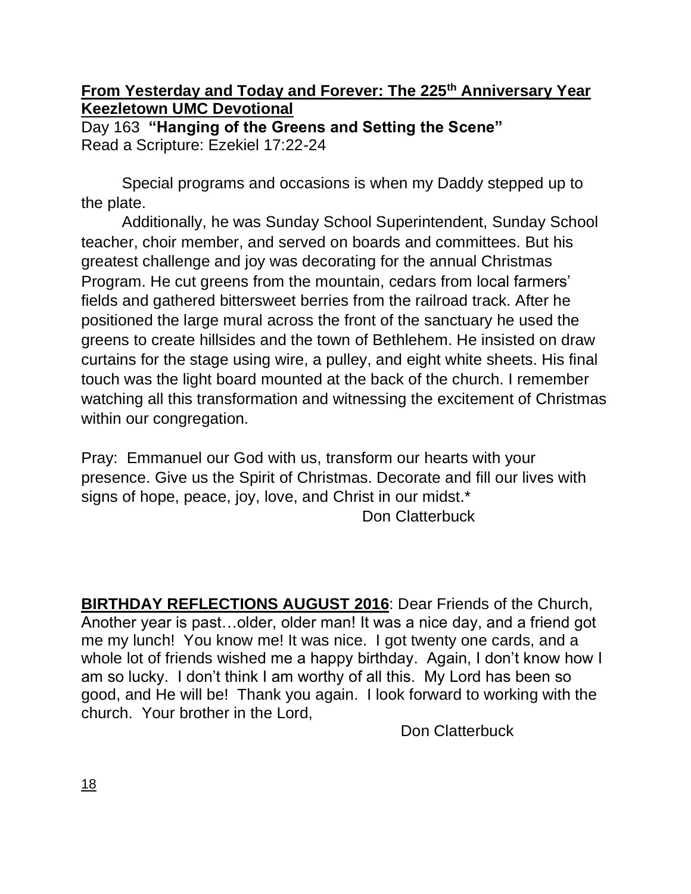**From Yesterday and Today and Forever: The 225th Anniversary Year Keezletown UMC Devotional**

Day 163 **"Hanging of the Greens and Setting the Scene"**
Read a Scripture: Ezekiel 17:22-24

Special programs and occasions is when my Daddy stepped up to the plate.

Additionally, he was Sunday School Superintendent, Sunday School teacher, choir member, and served on boards and committees. But his greatest challenge and joy was decorating for the annual Christmas Program. He cut greens from the mountain, cedars from local farmers' fields and gathered bittersweet berries from the railroad track. After he positioned the large mural across the front of the sanctuary he used the greens to create hillsides and the town of Bethlehem. He insisted on draw curtains for the stage using wire, a pulley, and eight white sheets. His final touch was the light board mounted at the back of the church. I remember watching all this transformation and witnessing the excitement of Christmas within our congregation.

Pray: Emmanuel our God with us, transform our hearts with your presence. Give us the Spirit of Christmas. Decorate and fill our lives with signs of hope, peace, joy, love, and Christ in our midst.*

Don Clatterbuck

**BIRTHDAY REFLECTIONS AUGUST 2016**: Dear Friends of the Church, Another year is past…older, older man! It was a nice day, and a friend got me my lunch! You know me! It was nice. I got twenty one cards, and a whole lot of friends wished me a happy birthday. Again, I don't know how I am so lucky. I don't think I am worthy of all this. My Lord has been so good, and He will be! Thank you again. I look forward to working with the church. Your brother in the Lord,

Don Clatterbuck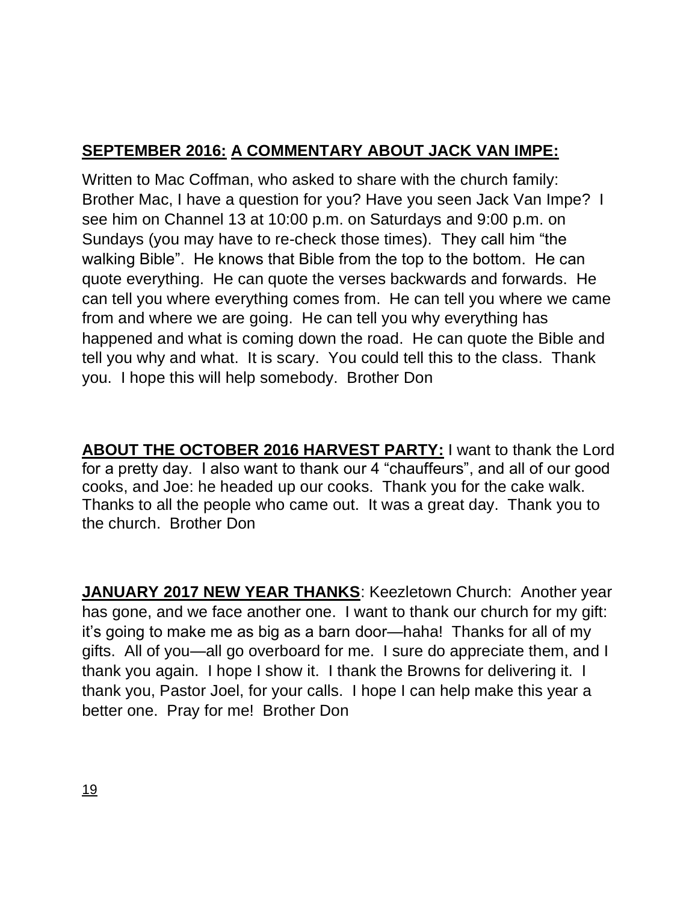**<u>SEPTEMBER 2016:</u> <u>A COMMENTARY ABOUT JACK VAN IMPE:</u>**

Written to Mac Coffman, who asked to share with the church family: Brother Mac, I have a question for you? Have you seen Jack Van Impe? I see him on Channel 13 at 10:00 p.m. on Saturdays and 9:00 p.m. on Sundays (you may have to re-check those times). They call him "the walking Bible". He knows that Bible from the top to the bottom. He can quote everything. He can quote the verses backwards and forwards. He can tell you where everything comes from. He can tell you where we came from and where we are going. He can tell you why everything has happened and what is coming down the road. He can quote the Bible and tell you why and what. It is scary. You could tell this to the class. Thank you. I hope this will help somebody. Brother Don

**<u>ABOUT THE OCTOBER 2016 HARVEST PARTY:</u>** I want to thank the Lord for a pretty day. I also want to thank our 4 "chauffeurs", and all of our good cooks, and Joe: he headed up our cooks. Thank you for the cake walk. Thanks to all the people who came out. It was a great day. Thank you to the church. Brother Don

**<u>JANUARY 2017 NEW YEAR THANKS</u>**: Keezletown Church: Another year has gone, and we face another one. I want to thank our church for my gift: it's going to make me as big as a barn door—haha! Thanks for all of my gifts. All of you—all go overboard for me. I sure do appreciate them, and I thank you again. I hope I show it. I thank the Browns for delivering it. I thank you, Pastor Joel, for your calls. I hope I can help make this year a better one. Pray for me! Brother Don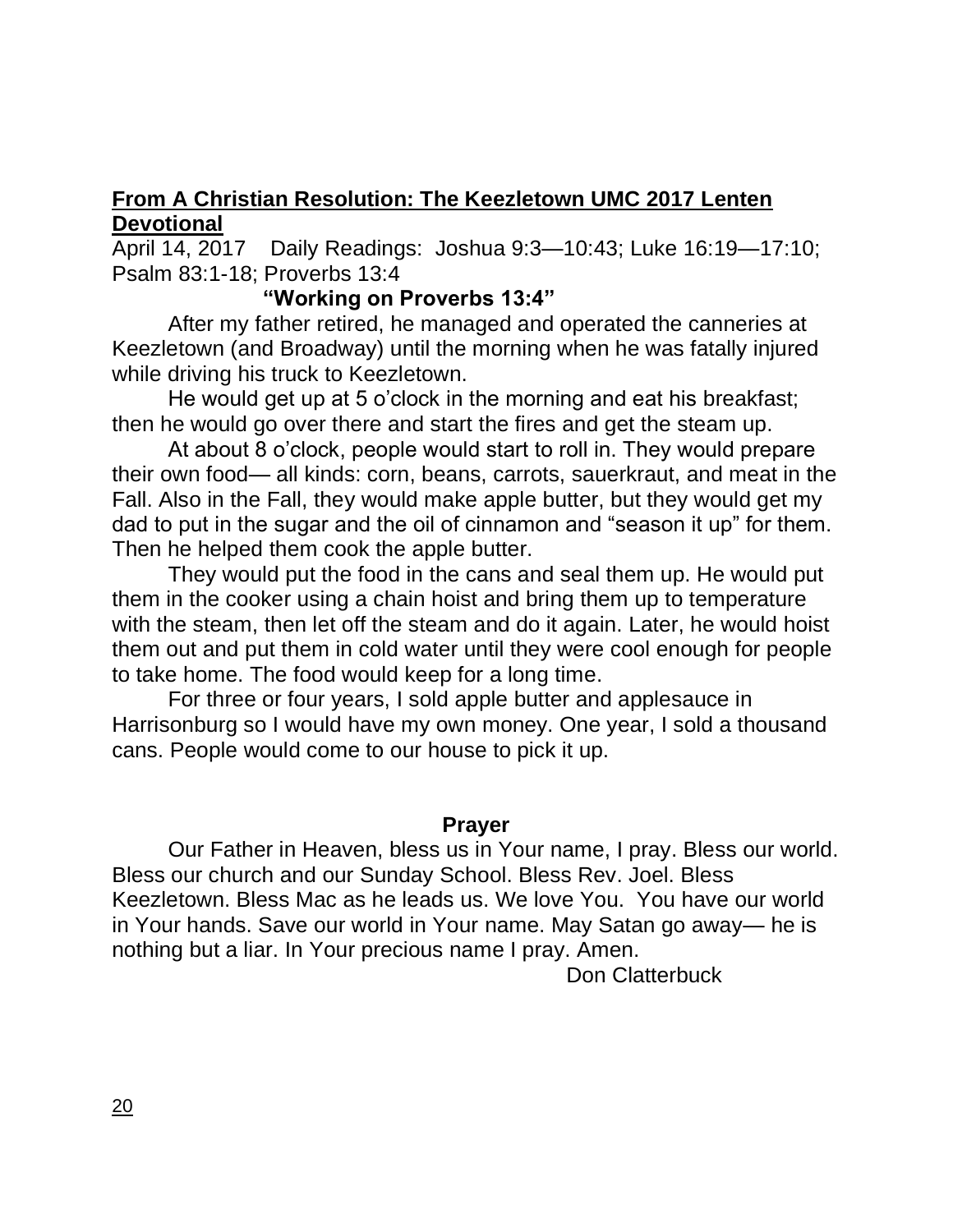**From A Christian Resolution: The Keezletown UMC 2017 Lenten Devotional**

April 14, 2017 Daily Readings: Joshua 9:3—10:43; Luke 16:19—17:10; Psalm 83:1-18; Proverbs 13:4

### "Working on Proverbs 13:4"

After my father retired, he managed and operated the canneries at Keezletown (and Broadway) until the morning when he was fatally injured while driving his truck to Keezletown.

He would get up at 5 o'clock in the morning and eat his breakfast; then he would go over there and start the fires and get the steam up.

At about 8 o'clock, people would start to roll in. They would prepare their own food— all kinds: corn, beans, carrots, sauerkraut, and meat in the Fall. Also in the Fall, they would make apple butter, but they would get my dad to put in the sugar and the oil of cinnamon and "season it up" for them. Then he helped them cook the apple butter.

They would put the food in the cans and seal them up. He would put them in the cooker using a chain hoist and bring them up to temperature with the steam, then let off the steam and do it again. Later, he would hoist them out and put them in cold water until they were cool enough for people to take home. The food would keep for a long time.

For three or four years, I sold apple butter and applesauce in Harrisonburg so I would have my own money. One year, I sold a thousand cans. People would come to our house to pick it up.

### Prayer

Our Father in Heaven, bless us in Your name, I pray. Bless our world. Bless our church and our Sunday School. Bless Rev. Joel. Bless Keezletown. Bless Mac as he leads us. We love You. You have our world in Your hands. Save our world in Your name. May Satan go away— he is nothing but a liar. In Your precious name I pray. Amen.

Don Clatterbuck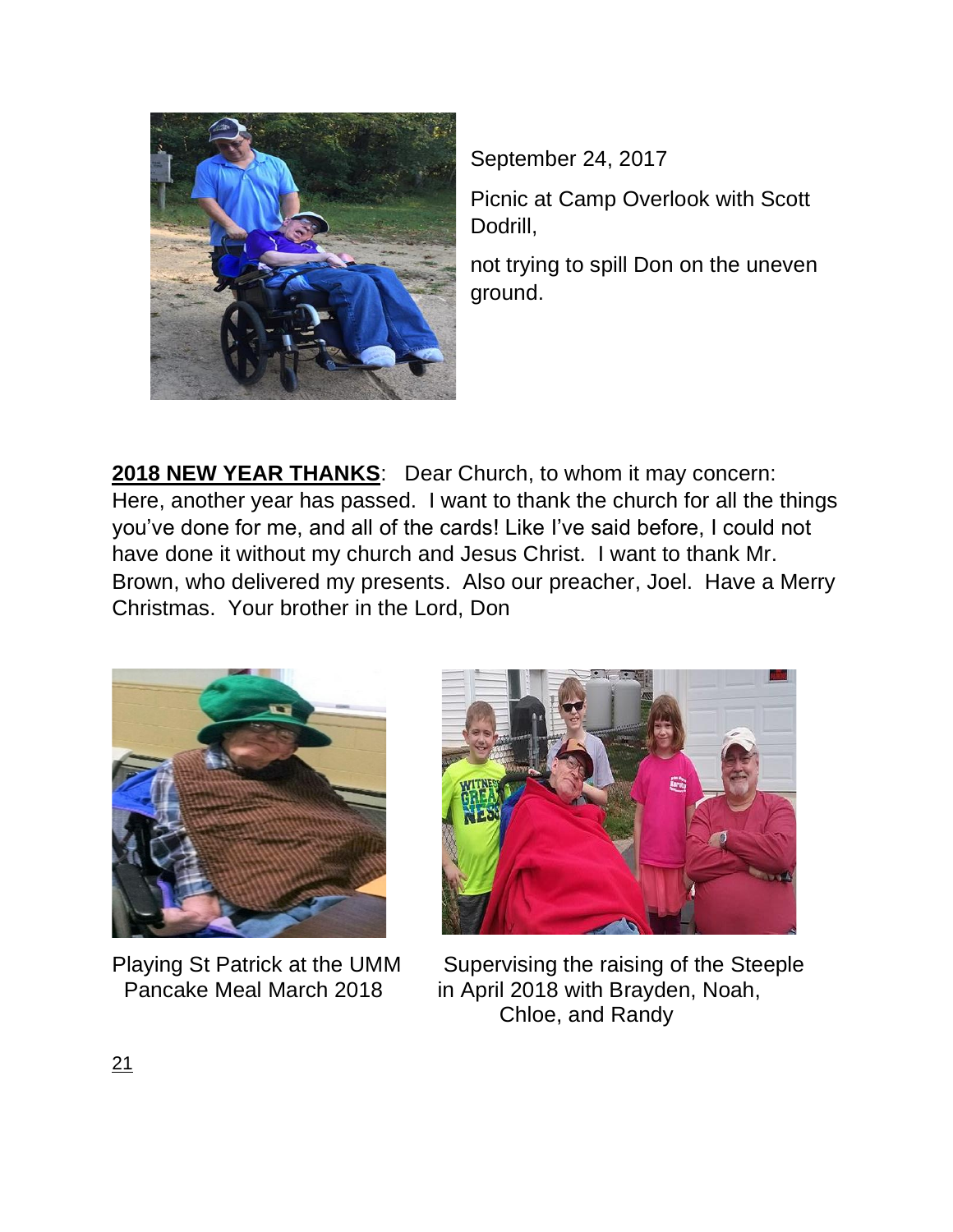September 24, 2017

Picnic at Camp Overlook with Scott Dodrill,

not trying to spill Don on the uneven ground.

**2018 NEW YEAR THANKS**: Dear Church, to whom it may concern: Here, another year has passed. I want to thank the church for all the things you've done for me, and all of the cards! Like I've said before, I could not have done it without my church and Jesus Christ. I want to thank Mr. Brown, who delivered my presents. Also our preacher, Joel. Have a Merry Christmas. Your brother in the Lord, Don

Playing St Patrick at the UMM Pancake Meal March 2018

Supervising the raising of the Steeple in April 2018 with Brayden, Noah, Chloe, and Randy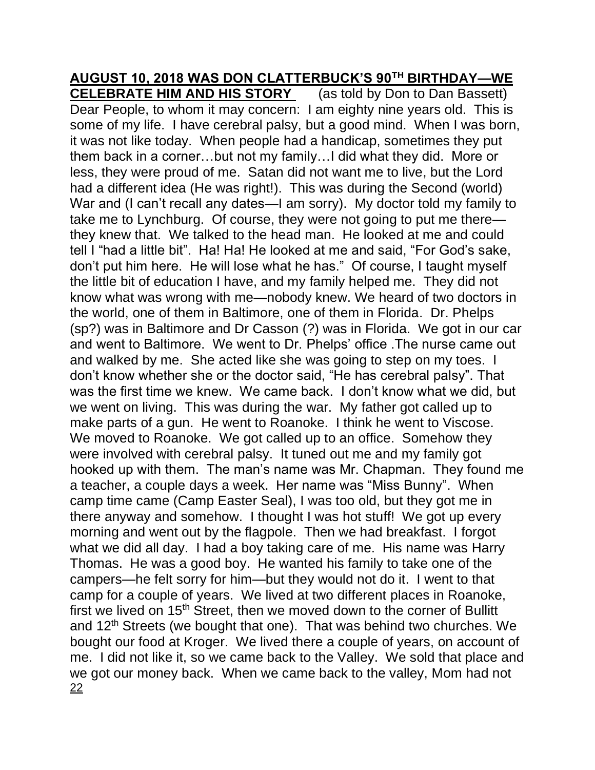**AUGUST 10, 2018 WAS DON CLATTERBUCK'S 90TH BIRTHDAY—WE CELEBRATE HIM AND HIS STORY** (as told by Don to Dan Bassett)

Dear People, to whom it may concern: I am eighty nine years old. This is some of my life. I have cerebral palsy, but a good mind. When I was born, it was not like today. When people had a handicap, sometimes they put them back in a corner…but not my family…I did what they did. More or less, they were proud of me. Satan did not want me to live, but the Lord had a different idea (He was right!). This was during the Second (world) War and (I can't recall any dates—I am sorry). My doctor told my family to take me to Lynchburg. Of course, they were not going to put me there—they knew that. We talked to the head man. He looked at me and could tell I "had a little bit". Ha! Ha! He looked at me and said, "For God's sake, don't put him here. He will lose what he has." Of course, I taught myself the little bit of education I have, and my family helped me. They did not know what was wrong with me—nobody knew. We heard of two doctors in the world, one of them in Baltimore, one of them in Florida. Dr. Phelps (sp?) was in Baltimore and Dr Casson (?) was in Florida. We got in our car and went to Baltimore. We went to Dr. Phelps' office .The nurse came out and walked by me. She acted like she was going to step on my toes. I don't know whether she or the doctor said, "He has cerebral palsy". That was the first time we knew. We came back. I don't know what we did, but we went on living. This was during the war. My father got called up to make parts of a gun. He went to Roanoke. I think he went to Viscose. We moved to Roanoke. We got called up to an office. Somehow they were involved with cerebral palsy. It tuned out me and my family got hooked up with them. The man's name was Mr. Chapman. They found me a teacher, a couple days a week. Her name was "Miss Bunny". When camp time came (Camp Easter Seal), I was too old, but they got me in there anyway and somehow. I thought I was hot stuff! We got up every morning and went out by the flagpole. Then we had breakfast. I forgot what we did all day. I had a boy taking care of me. His name was Harry Thomas. He was a good boy. He wanted his family to take one of the campers—he felt sorry for him—but they would not do it. I went to that camp for a couple of years. We lived at two different places in Roanoke, first we lived on 15th Street, then we moved down to the corner of Bullitt and 12th Streets (we bought that one). That was behind two churches. We bought our food at Kroger. We lived there a couple of years, on account of me. I did not like it, so we came back to the Valley. We sold that place and we got our money back. When we came back to the valley, Mom had not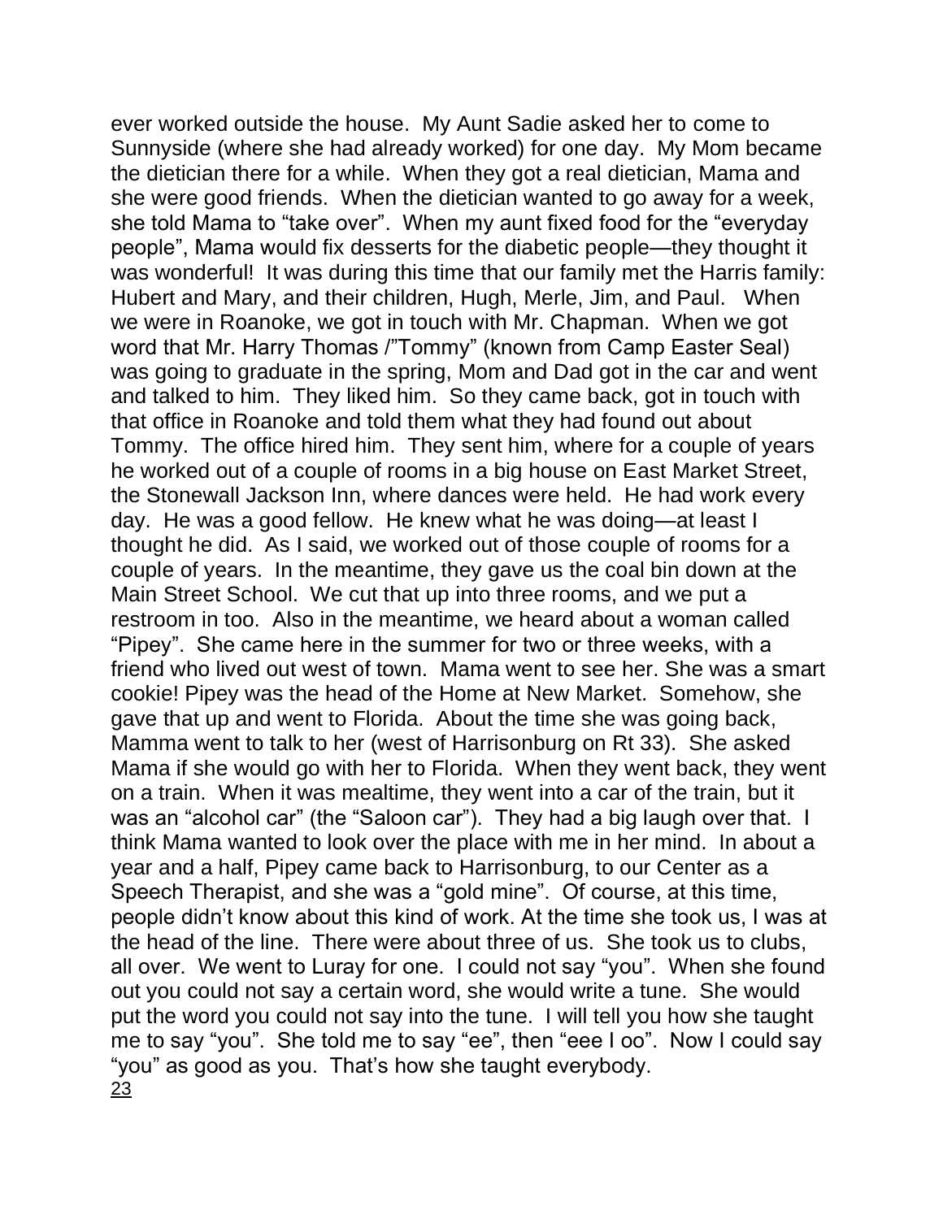ever worked outside the house. My Aunt Sadie asked her to come to Sunnyside (where she had already worked) for one day. My Mom became the dietician there for a while. When they got a real dietician, Mama and she were good friends. When the dietician wanted to go away for a week, she told Mama to "take over". When my aunt fixed food for the "everyday people", Mama would fix desserts for the diabetic people—they thought it was wonderful! It was during this time that our family met the Harris family: Hubert and Mary, and their children, Hugh, Merle, Jim, and Paul. When we were in Roanoke, we got in touch with Mr. Chapman. When we got word that Mr. Harry Thomas /"Tommy" (known from Camp Easter Seal) was going to graduate in the spring, Mom and Dad got in the car and went and talked to him. They liked him. So they came back, got in touch with that office in Roanoke and told them what they had found out about Tommy. The office hired him. They sent him, where for a couple of years he worked out of a couple of rooms in a big house on East Market Street, the Stonewall Jackson Inn, where dances were held. He had work every day. He was a good fellow. He knew what he was doing—at least I thought he did. As I said, we worked out of those couple of rooms for a couple of years. In the meantime, they gave us the coal bin down at the Main Street School. We cut that up into three rooms, and we put a restroom in too. Also in the meantime, we heard about a woman called "Pipey". She came here in the summer for two or three weeks, with a friend who lived out west of town. Mama went to see her. She was a smart cookie! Pipey was the head of the Home at New Market. Somehow, she gave that up and went to Florida. About the time she was going back, Mamma went to talk to her (west of Harrisonburg on Rt 33). She asked Mama if she would go with her to Florida. When they went back, they went on a train. When it was mealtime, they went into a car of the train, but it was an "alcohol car" (the "Saloon car"). They had a big laugh over that. I think Mama wanted to look over the place with me in her mind. In about a year and a half, Pipey came back to Harrisonburg, to our Center as a Speech Therapist, and she was a "gold mine". Of course, at this time, people didn't know about this kind of work. At the time she took us, I was at the head of the line. There were about three of us. She took us to clubs, all over. We went to Luray for one. I could not say "you". When she found out you could not say a certain word, she would write a tune. She would put the word you could not say into the tune. I will tell you how she taught me to say "you". She told me to say "ee", then "eee I oo". Now I could say "you" as good as you. That's how she taught everybody.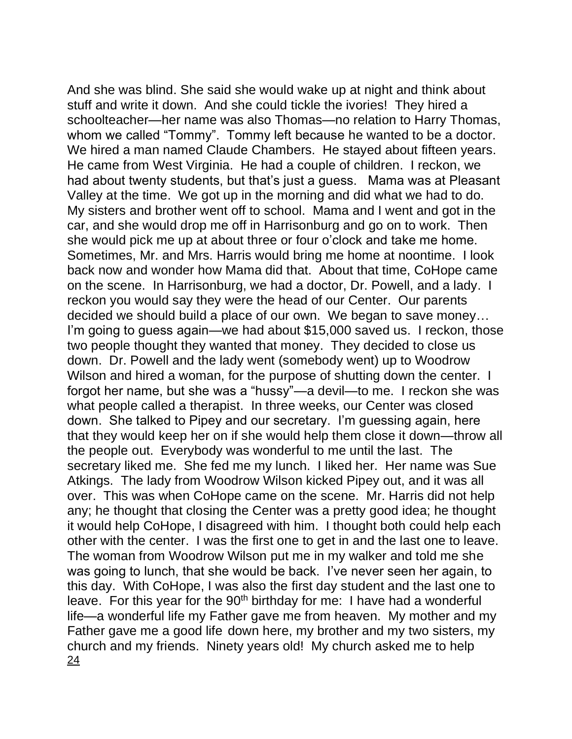And she was blind. She said she would wake up at night and think about stuff and write it down. And she could tickle the ivories! They hired a schoolteacher—her name was also Thomas—no relation to Harry Thomas, whom we called "Tommy". Tommy left because he wanted to be a doctor. We hired a man named Claude Chambers. He stayed about fifteen years. He came from West Virginia. He had a couple of children. I reckon, we had about twenty students, but that's just a guess. Mama was at Pleasant Valley at the time. We got up in the morning and did what we had to do. My sisters and brother went off to school. Mama and I went and got in the car, and she would drop me off in Harrisonburg and go on to work. Then she would pick me up at about three or four o'clock and take me home. Sometimes, Mr. and Mrs. Harris would bring me home at noontime. I look back now and wonder how Mama did that. About that time, CoHope came on the scene. In Harrisonburg, we had a doctor, Dr. Powell, and a lady. I reckon you would say they were the head of our Center. Our parents decided we should build a place of our own. We began to save money… I'm going to guess again—we had about $15,000 saved us. I reckon, those two people thought they wanted that money. They decided to close us down. Dr. Powell and the lady went (somebody went) up to Woodrow Wilson and hired a woman, for the purpose of shutting down the center. I forgot her name, but she was a "hussy"—a devil—to me. I reckon she was what people called a therapist. In three weeks, our Center was closed down. She talked to Pipey and our secretary. I'm guessing again, here that they would keep her on if she would help them close it down—throw all the people out. Everybody was wonderful to me until the last. The secretary liked me. She fed me my lunch. I liked her. Her name was Sue Atkings. The lady from Woodrow Wilson kicked Pipey out, and it was all over. This was when CoHope came on the scene. Mr. Harris did not help any; he thought that closing the Center was a pretty good idea; he thought it would help CoHope, I disagreed with him. I thought both could help each other with the center. I was the first one to get in and the last one to leave. The woman from Woodrow Wilson put me in my walker and told me she was going to lunch, that she would be back. I've never seen her again, to this day. With CoHope, I was also the first day student and the last one to leave. For this year for the 90th birthday for me: I have had a wonderful life—a wonderful life my Father gave me from heaven. My mother and my Father gave me a good life down here, my brother and my two sisters, my church and my friends. Ninety years old! My church asked me to help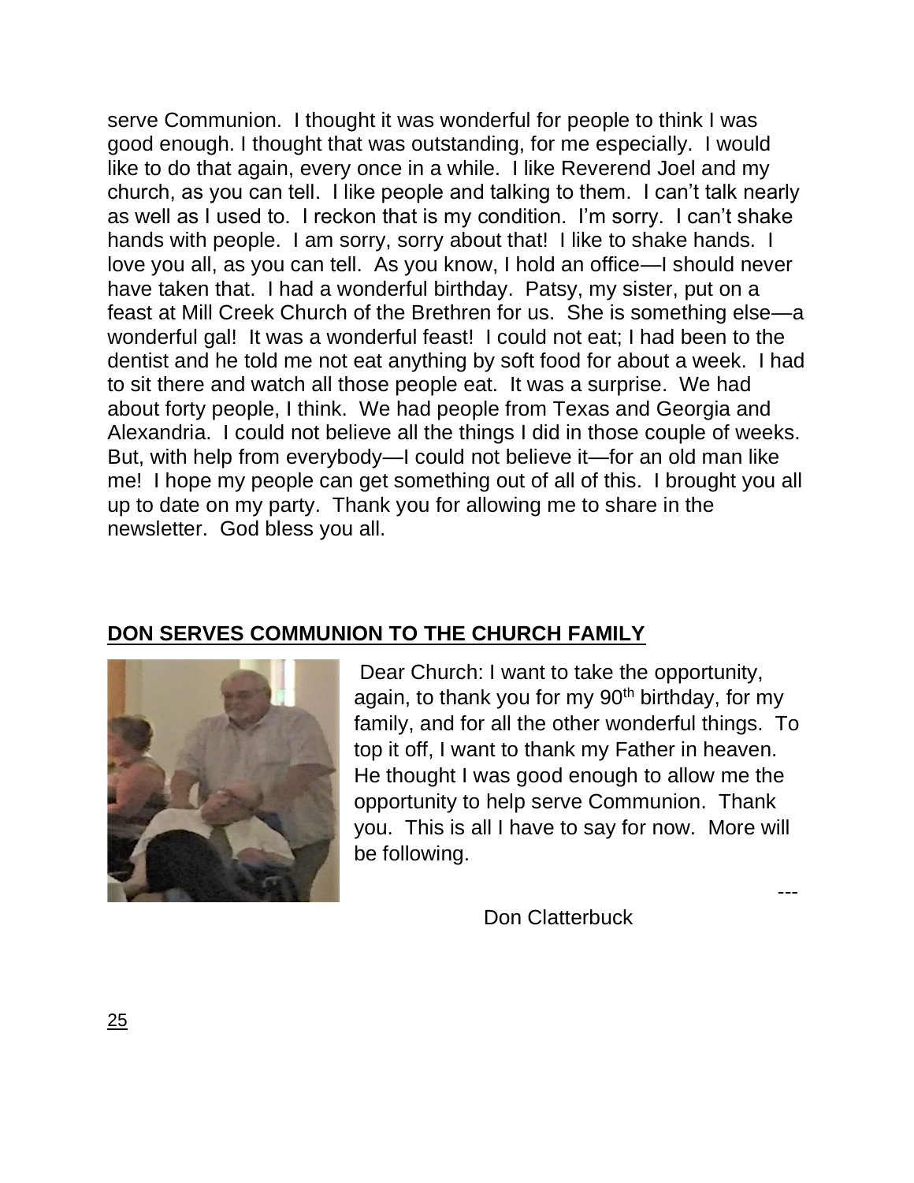serve Communion. I thought it was wonderful for people to think I was good enough. I thought that was outstanding, for me especially. I would like to do that again, every once in a while. I like Reverend Joel and my church, as you can tell. I like people and talking to them. I can't talk nearly as well as I used to. I reckon that is my condition. I'm sorry. I can't shake hands with people. I am sorry, sorry about that! I like to shake hands. I love you all, as you can tell. As you know, I hold an office—I should never have taken that. I had a wonderful birthday. Patsy, my sister, put on a feast at Mill Creek Church of the Brethren for us. She is something else—a wonderful gal! It was a wonderful feast! I could not eat; I had been to the dentist and he told me not eat anything by soft food for about a week. I had to sit there and watch all those people eat. It was a surprise. We had about forty people, I think. We had people from Texas and Georgia and Alexandria. I could not believe all the things I did in those couple of weeks. But, with help from everybody—I could not believe it—for an old man like me! I hope my people can get something out of all of this. I brought you all up to date on my party. Thank you for allowing me to share in the newsletter. God bless you all.

## DON SERVES COMMUNION TO THE CHURCH FAMILY

Dear Church: I want to take the opportunity, again, to thank you for my 90th birthday, for my family, and for all the other wonderful things. To top it off, I want to thank my Father in heaven. He thought I was good enough to allow me the opportunity to help serve Communion. Thank you. This is all I have to say for now. More will be following.

---

Don Clatterbuck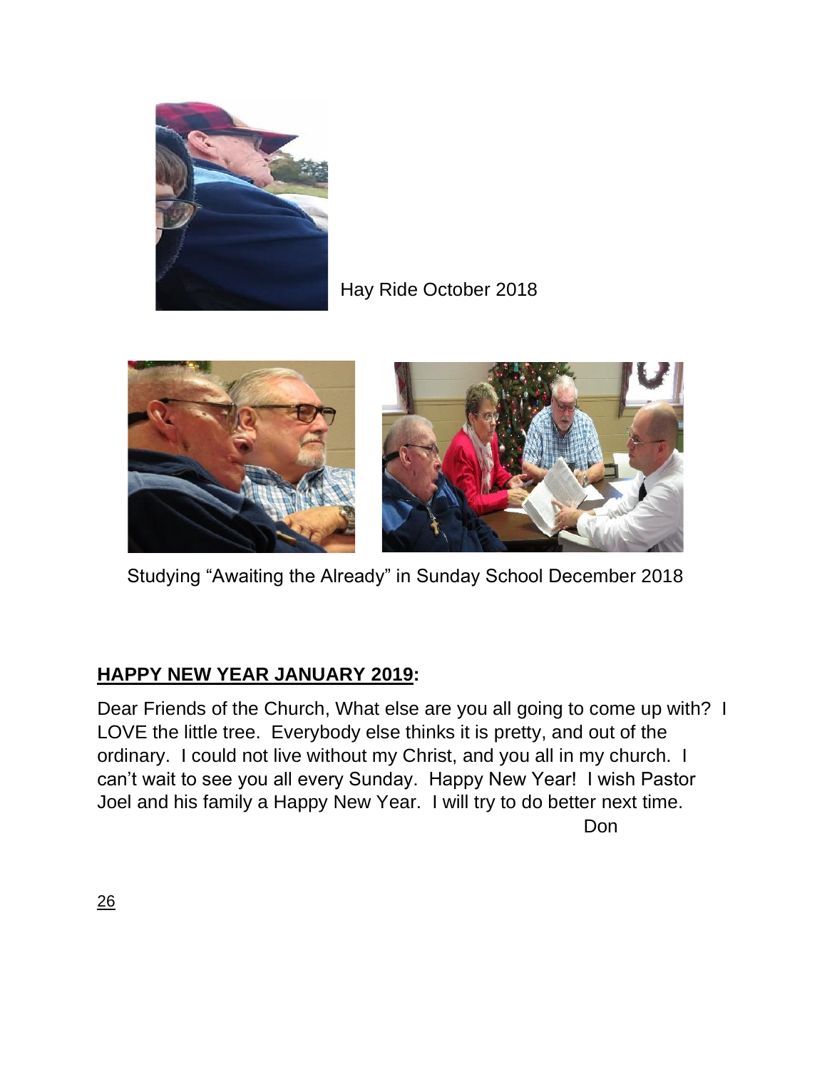Hay Ride October 2018

Studying "Awaiting the Already" in Sunday School December 2018

**HAPPY NEW YEAR JANUARY 2019:**

Dear Friends of the Church, What else are you all going to come up with? I LOVE the little tree. Everybody else thinks it is pretty, and out of the ordinary. I could not live without my Christ, and you all in my church. I can't wait to see you all every Sunday. Happy New Year! I wish Pastor Joel and his family a Happy New Year. I will try to do better next time.

Don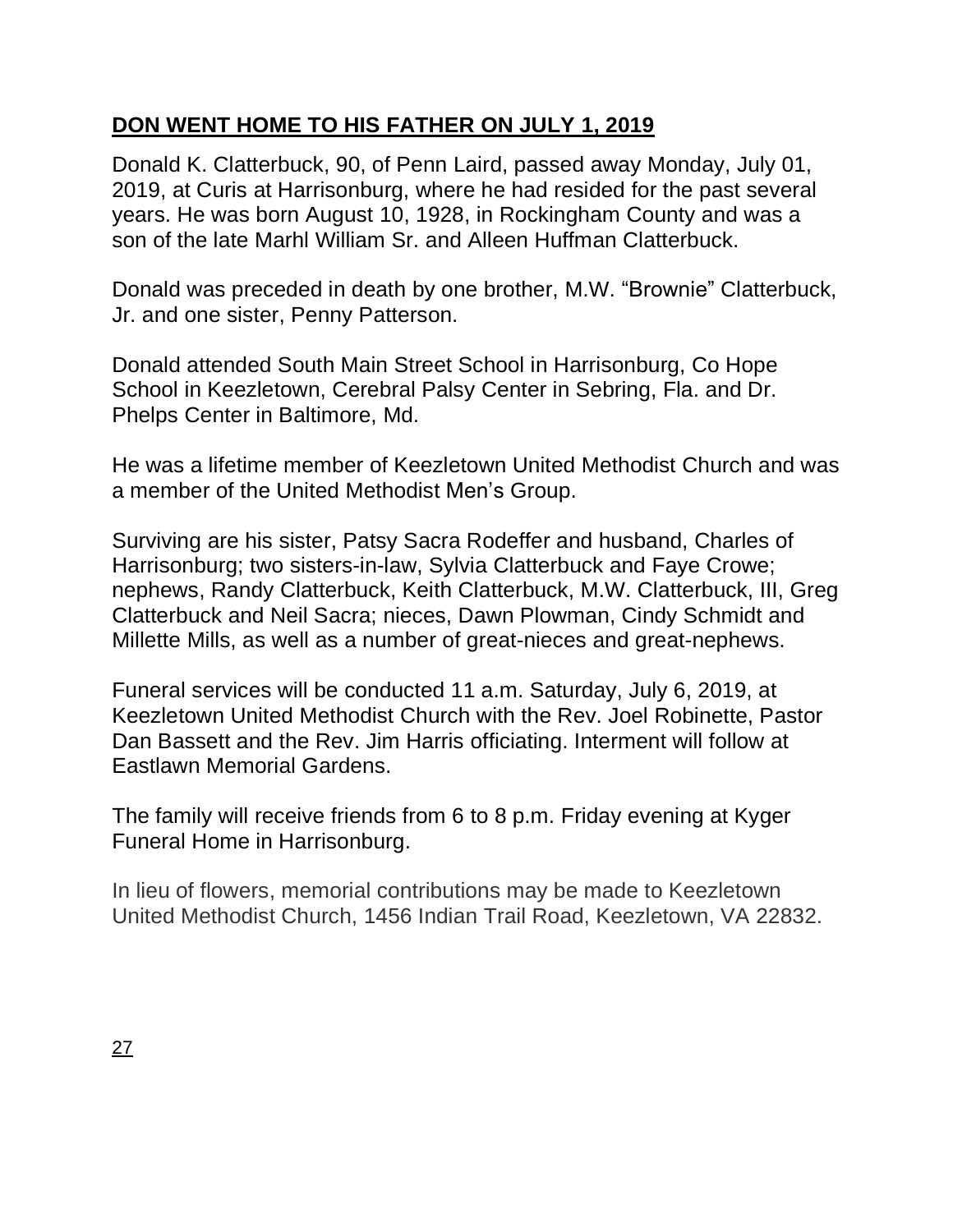## DON WENT HOME TO HIS FATHER ON JULY 1, 2019

Donald K. Clatterbuck, 90, of Penn Laird, passed away Monday, July 01, 2019, at Curis at Harrisonburg, where he had resided for the past several years. He was born August 10, 1928, in Rockingham County and was a son of the late Marhl William Sr. and Alleen Huffman Clatterbuck.

Donald was preceded in death by one brother, M.W. “Brownie” Clatterbuck, Jr. and one sister, Penny Patterson.

Donald attended South Main Street School in Harrisonburg, Co Hope School in Keezletown, Cerebral Palsy Center in Sebring, Fla. and Dr. Phelps Center in Baltimore, Md.

He was a lifetime member of Keezletown United Methodist Church and was a member of the United Methodist Men’s Group.

Surviving are his sister, Patsy Sacra Rodeffer and husband, Charles of Harrisonburg; two sisters-in-law, Sylvia Clatterbuck and Faye Crowe; nephews, Randy Clatterbuck, Keith Clatterbuck, M.W. Clatterbuck, III, Greg Clatterbuck and Neil Sacra; nieces, Dawn Plowman, Cindy Schmidt and Millette Mills, as well as a number of great-nieces and great-nephews.

Funeral services will be conducted 11 a.m. Saturday, July 6, 2019, at Keezletown United Methodist Church with the Rev. Joel Robinette, Pastor Dan Bassett and the Rev. Jim Harris officiating. Interment will follow at Eastlawn Memorial Gardens.

The family will receive friends from 6 to 8 p.m. Friday evening at Kyger Funeral Home in Harrisonburg.

In lieu of flowers, memorial contributions may be made to Keezletown United Methodist Church, 1456 Indian Trail Road, Keezletown, VA 22832.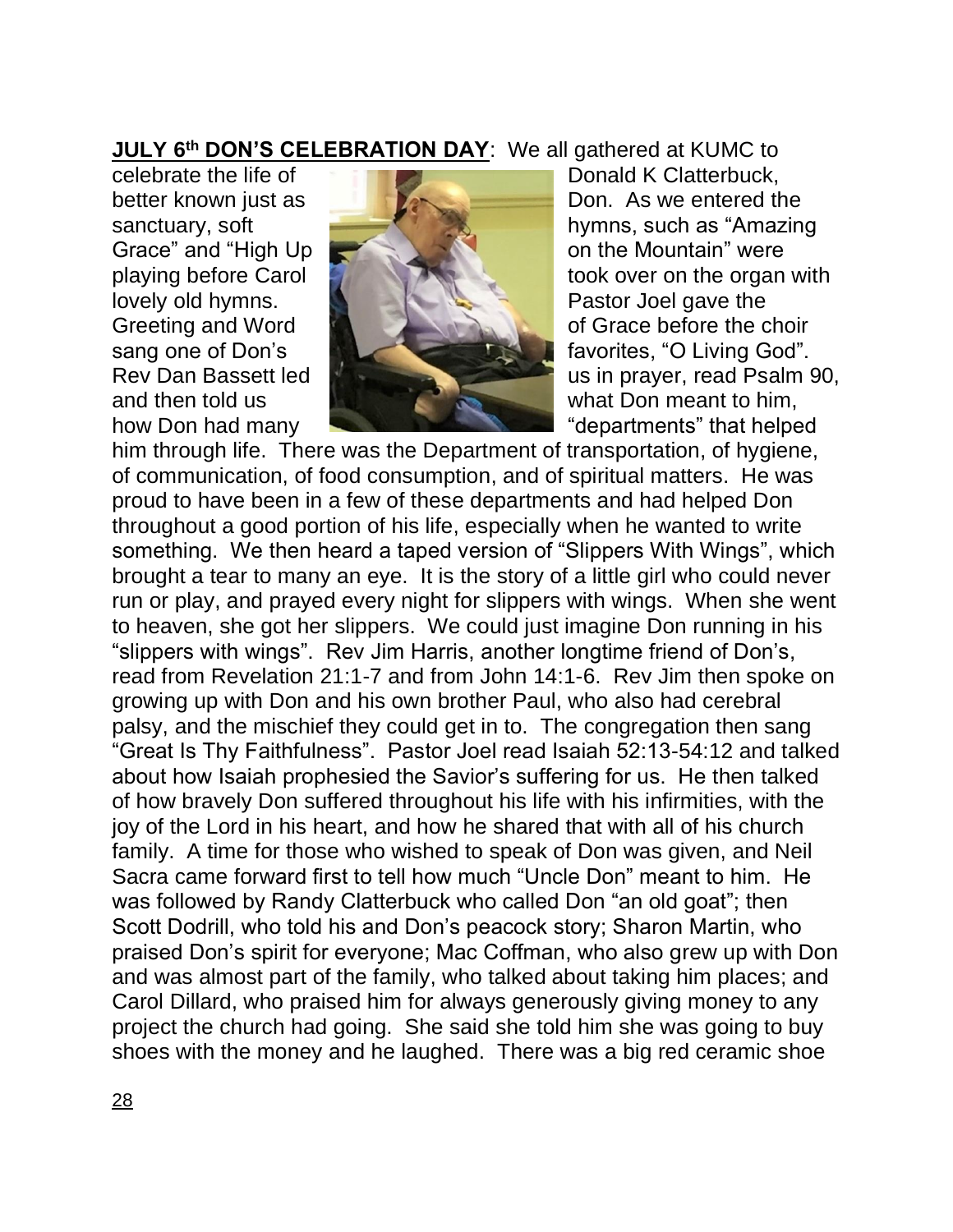**JULY 6th DON'S CELEBRATION DAY**: We all gathered at KUMC to celebrate the life of Donald K Clatterbuck, better known just as Don. As we entered the sanctuary, soft hymns, such as "Amazing Grace" and "High Up on the Mountain" were playing before Carol took over on the organ with lovely old hymns. Pastor Joel gave the Greeting and Word of Grace before the choir sang one of Don's favorites, "O Living God". Rev Dan Bassett led us in prayer, read Psalm 90, and then told us what Don meant to him, how Don had many "departments" that helped him through life. There was the Department of transportation, of hygiene, of communication, of food consumption, and of spiritual matters. He was proud to have been in a few of these departments and had helped Don throughout a good portion of his life, especially when he wanted to write something. We then heard a taped version of "Slippers With Wings", which brought a tear to many an eye. It is the story of a little girl who could never run or play, and prayed every night for slippers with wings. When she went to heaven, she got her slippers. We could just imagine Don running in his "slippers with wings". Rev Jim Harris, another longtime friend of Don's, read from Revelation 21:1-7 and from John 14:1-6. Rev Jim then spoke on growing up with Don and his own brother Paul, who also had cerebral palsy, and the mischief they could get in to. The congregation then sang "Great Is Thy Faithfulness". Pastor Joel read Isaiah 52:13-54:12 and talked about how Isaiah prophesied the Savior's suffering for us. He then talked of how bravely Don suffered throughout his life with his infirmities, with the joy of the Lord in his heart, and how he shared that with all of his church family. A time for those who wished to speak of Don was given, and Neil Sacra came forward first to tell how much "Uncle Don" meant to him. He was followed by Randy Clatterbuck who called Don "an old goat"; then Scott Dodrill, who told his and Don's peacock story; Sharon Martin, who praised Don's spirit for everyone; Mac Coffman, who also grew up with Don and was almost part of the family, who talked about taking him places; and Carol Dillard, who praised him for always generously giving money to any project the church had going. She said she told him she was going to buy shoes with the money and he laughed. There was a big red ceramic shoe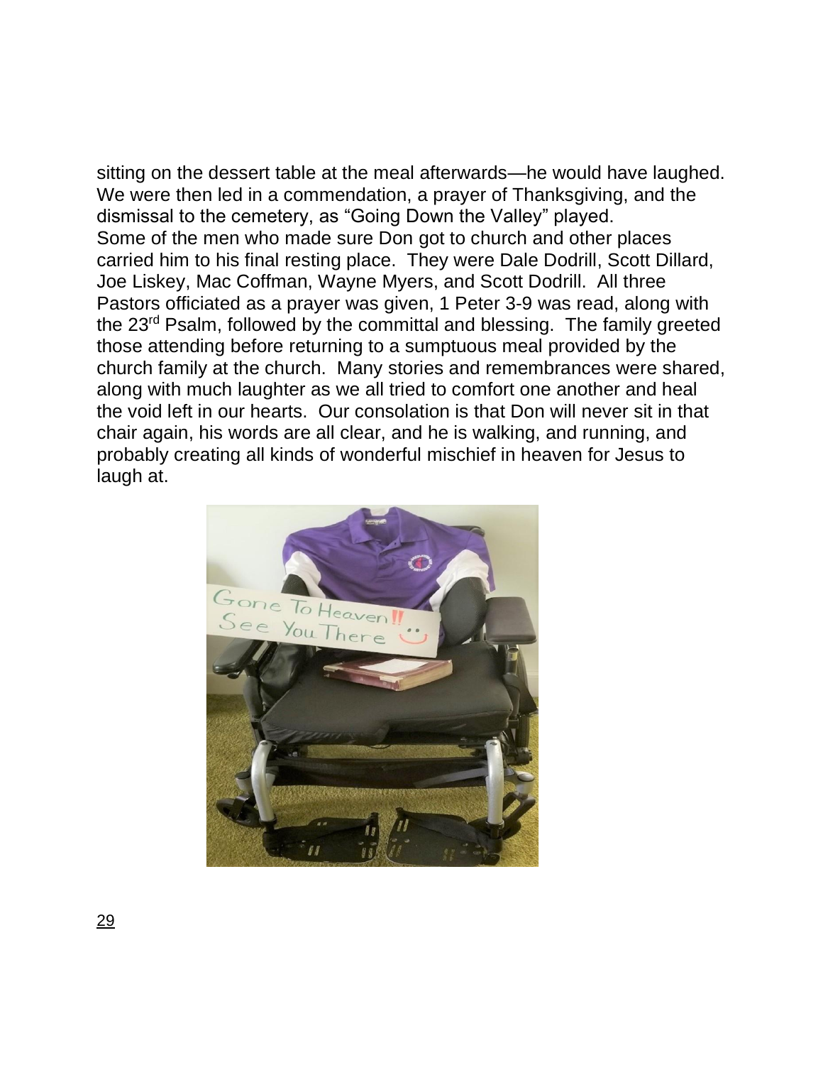sitting on the dessert table at the meal afterwards—he would have laughed. We were then led in a commendation, a prayer of Thanksgiving, and the dismissal to the cemetery, as "Going Down the Valley" played.
Some of the men who made sure Don got to church and other places carried him to his final resting place. They were Dale Dodrill, Scott Dillard, Joe Liskey, Mac Coffman, Wayne Myers, and Scott Dodrill. All three Pastors officiated as a prayer was given, 1 Peter 3-9 was read, along with the 23rd Psalm, followed by the committal and blessing. The family greeted those attending before returning to a sumptuous meal provided by the church family at the church. Many stories and remembrances were shared, along with much laughter as we all tried to comfort one another and heal the void left in our hearts. Our consolation is that Don will never sit in that chair again, his words are all clear, and he is walking, and running, and probably creating all kinds of wonderful mischief in heaven for Jesus to laugh at.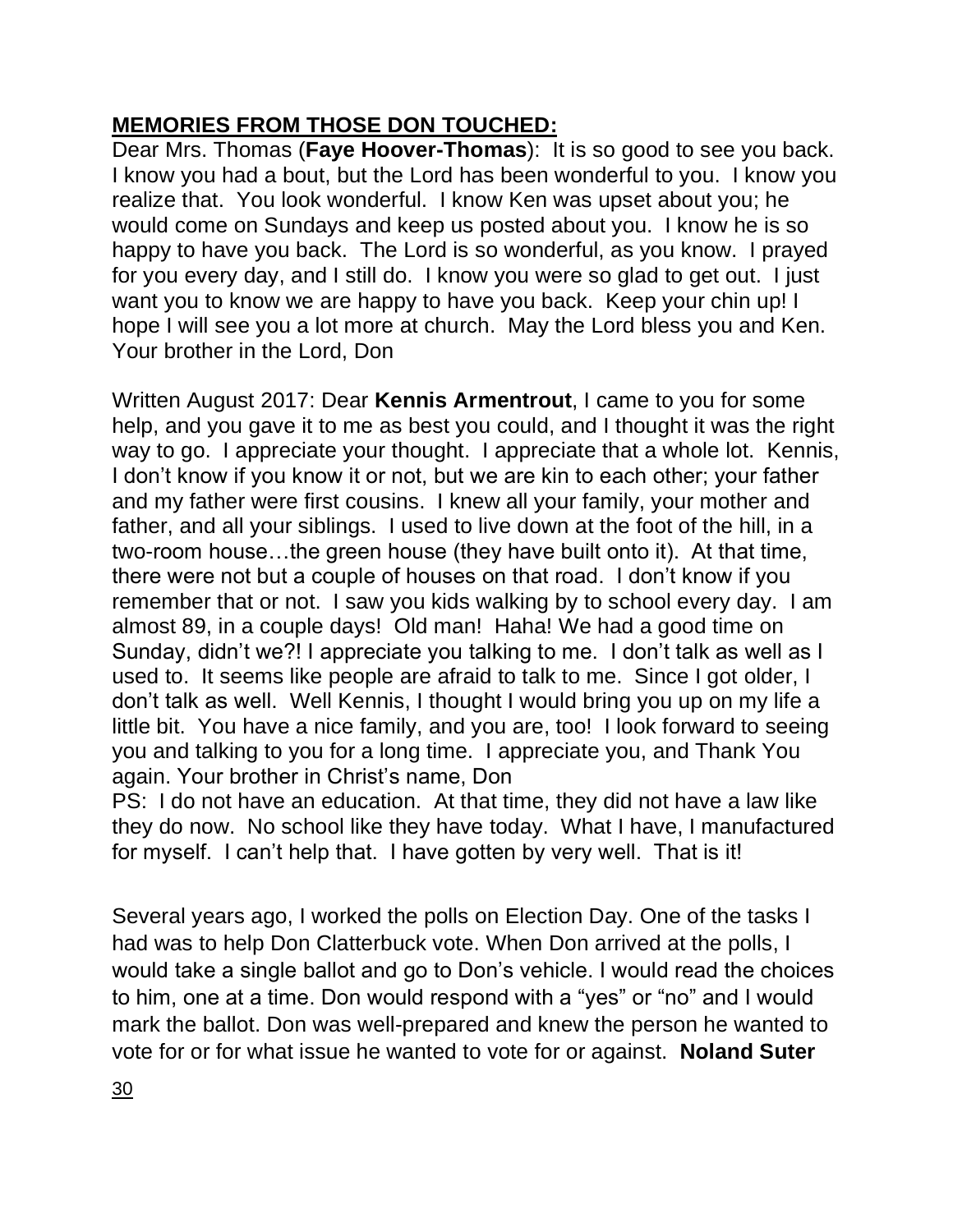## **MEMORIES FROM THOSE DON TOUCHED:**

Dear Mrs. Thomas (**Faye Hoover-Thomas**): It is so good to see you back. I know you had a bout, but the Lord has been wonderful to you. I know you realize that. You look wonderful. I know Ken was upset about you; he would come on Sundays and keep us posted about you. I know he is so happy to have you back. The Lord is so wonderful, as you know. I prayed for you every day, and I still do. I know you were so glad to get out. I just want you to know we are happy to have you back. Keep your chin up! I hope I will see you a lot more at church. May the Lord bless you and Ken. Your brother in the Lord, Don

Written August 2017: Dear **Kennis Armentrout**, I came to you for some help, and you gave it to me as best you could, and I thought it was the right way to go. I appreciate your thought. I appreciate that a whole lot. Kennis, I don't know if you know it or not, but we are kin to each other; your father and my father were first cousins. I knew all your family, your mother and father, and all your siblings. I used to live down at the foot of the hill, in a two-room house…the green house (they have built onto it). At that time, there were not but a couple of houses on that road. I don't know if you remember that or not. I saw you kids walking by to school every day. I am almost 89, in a couple days! Old man! Haha! We had a good time on Sunday, didn't we?! I appreciate you talking to me. I don't talk as well as I used to. It seems like people are afraid to talk to me. Since I got older, I don't talk as well. Well Kennis, I thought I would bring you up on my life a little bit. You have a nice family, and you are, too! I look forward to seeing you and talking to you for a long time. I appreciate you, and Thank You again. Your brother in Christ's name, Don

PS: I do not have an education. At that time, they did not have a law like they do now. No school like they have today. What I have, I manufactured for myself. I can't help that. I have gotten by very well. That is it!

Several years ago, I worked the polls on Election Day. One of the tasks I had was to help Don Clatterbuck vote. When Don arrived at the polls, I would take a single ballot and go to Don's vehicle. I would read the choices to him, one at a time. Don would respond with a "yes" or "no" and I would mark the ballot. Don was well-prepared and knew the person he wanted to vote for or for what issue he wanted to vote for or against. **Noland Suter**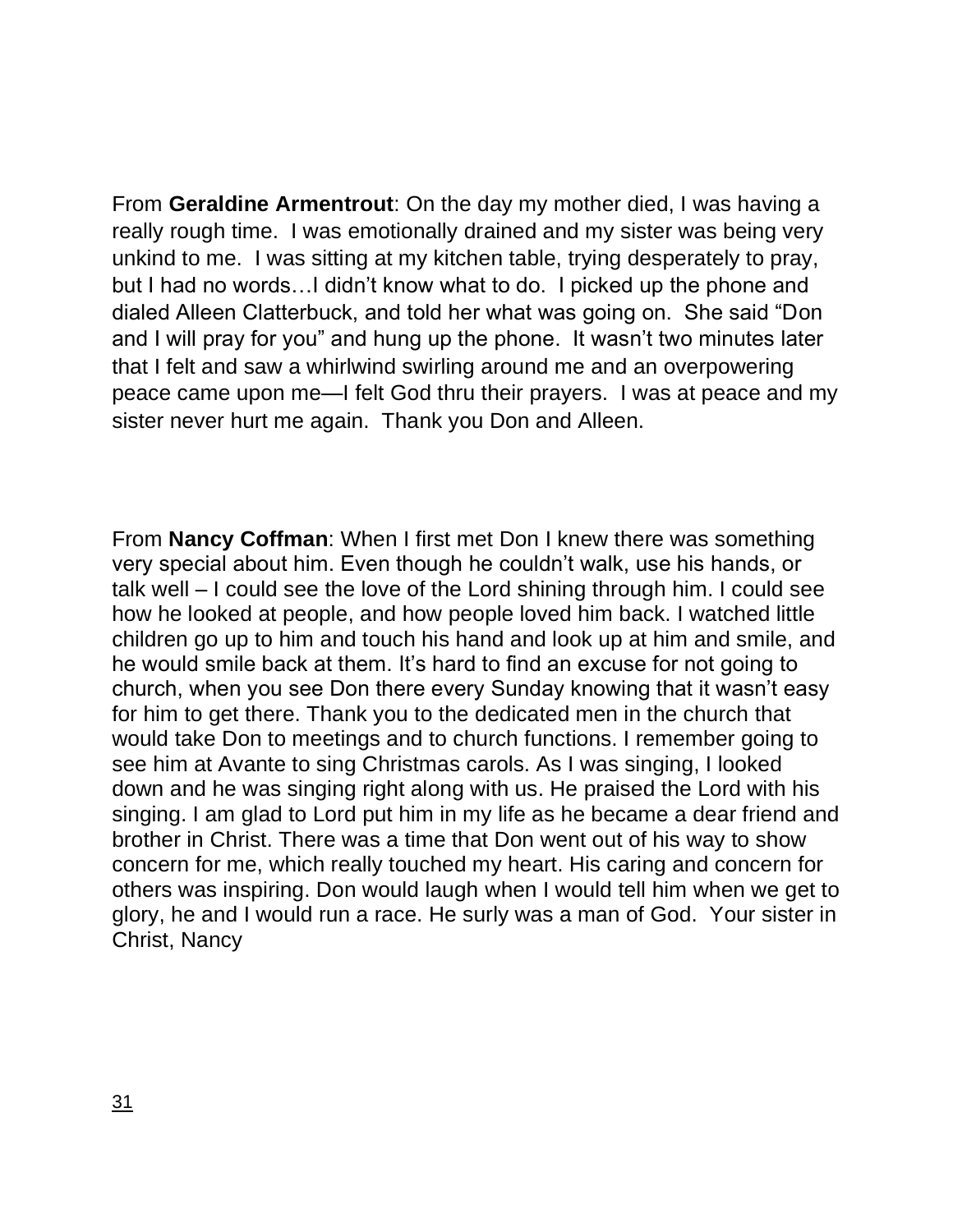From **Geraldine Armentrout**: On the day my mother died, I was having a really rough time. I was emotionally drained and my sister was being very unkind to me. I was sitting at my kitchen table, trying desperately to pray, but I had no words…I didn't know what to do. I picked up the phone and dialed Alleen Clatterbuck, and told her what was going on. She said "Don and I will pray for you" and hung up the phone. It wasn't two minutes later that I felt and saw a whirlwind swirling around me and an overpowering peace came upon me—I felt God thru their prayers. I was at peace and my sister never hurt me again. Thank you Don and Alleen.

From **Nancy Coffman**: When I first met Don I knew there was something very special about him. Even though he couldn't walk, use his hands, or talk well – I could see the love of the Lord shining through him. I could see how he looked at people, and how people loved him back. I watched little children go up to him and touch his hand and look up at him and smile, and he would smile back at them. It's hard to find an excuse for not going to church, when you see Don there every Sunday knowing that it wasn't easy for him to get there. Thank you to the dedicated men in the church that would take Don to meetings and to church functions. I remember going to see him at Avante to sing Christmas carols. As I was singing, I looked down and he was singing right along with us. He praised the Lord with his singing. I am glad to Lord put him in my life as he became a dear friend and brother in Christ. There was a time that Don went out of his way to show concern for me, which really touched my heart. His caring and concern for others was inspiring. Don would laugh when I would tell him when we get to glory, he and I would run a race. He surly was a man of God. Your sister in Christ, Nancy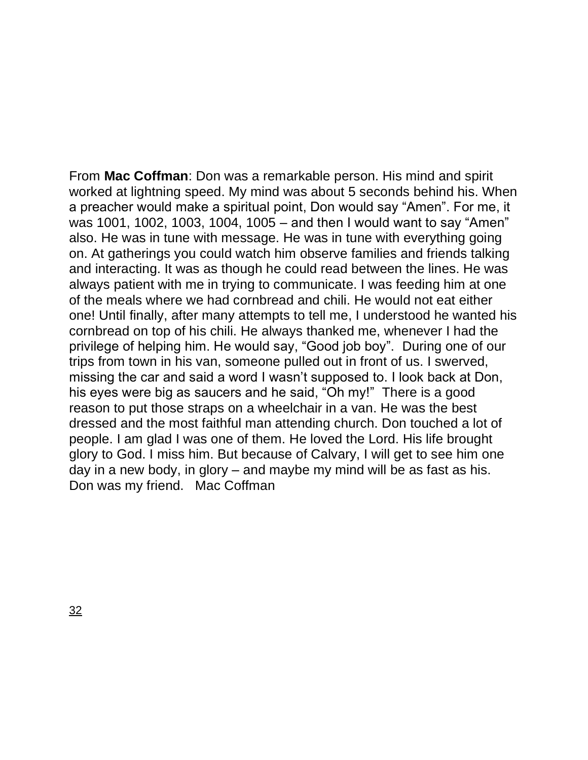From **Mac Coffman**: Don was a remarkable person. His mind and spirit worked at lightning speed. My mind was about 5 seconds behind his. When a preacher would make a spiritual point, Don would say "Amen". For me, it was 1001, 1002, 1003, 1004, 1005 – and then I would want to say "Amen" also. He was in tune with message. He was in tune with everything going on. At gatherings you could watch him observe families and friends talking and interacting. It was as though he could read between the lines. He was always patient with me in trying to communicate. I was feeding him at one of the meals where we had cornbread and chili. He would not eat either one! Until finally, after many attempts to tell me, I understood he wanted his cornbread on top of his chili. He always thanked me, whenever I had the privilege of helping him. He would say, "Good job boy". During one of our trips from town in his van, someone pulled out in front of us. I swerved, missing the car and said a word I wasn't supposed to. I look back at Don, his eyes were big as saucers and he said, "Oh my!" There is a good reason to put those straps on a wheelchair in a van. He was the best dressed and the most faithful man attending church. Don touched a lot of people. I am glad I was one of them. He loved the Lord. His life brought glory to God. I miss him. But because of Calvary, I will get to see him one day in a new body, in glory – and maybe my mind will be as fast as his. Don was my friend. Mac Coffman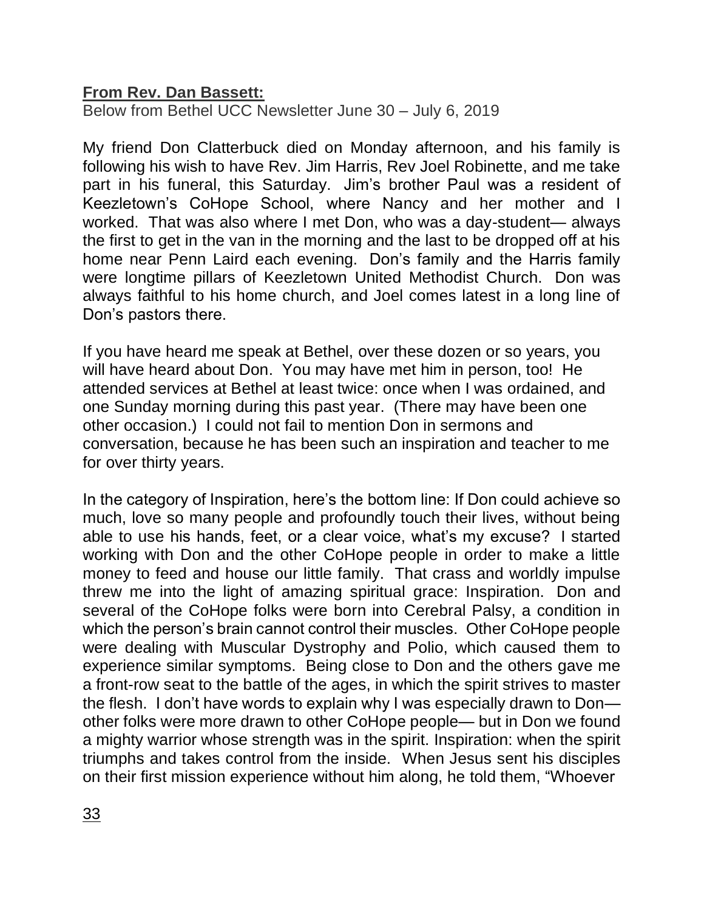**From Rev. Dan Bassett:**

Below from Bethel UCC Newsletter June 30 – July 6, 2019

My friend Don Clatterbuck died on Monday afternoon, and his family is following his wish to have Rev. Jim Harris, Rev Joel Robinette, and me take part in his funeral, this Saturday. Jim's brother Paul was a resident of Keezletown's CoHope School, where Nancy and her mother and I worked. That was also where I met Don, who was a day-student— always the first to get in the van in the morning and the last to be dropped off at his home near Penn Laird each evening. Don's family and the Harris family were longtime pillars of Keezletown United Methodist Church. Don was always faithful to his home church, and Joel comes latest in a long line of Don's pastors there.

If you have heard me speak at Bethel, over these dozen or so years, you will have heard about Don. You may have met him in person, too! He attended services at Bethel at least twice: once when I was ordained, and one Sunday morning during this past year. (There may have been one other occasion.) I could not fail to mention Don in sermons and conversation, because he has been such an inspiration and teacher to me for over thirty years.

In the category of Inspiration, here's the bottom line: If Don could achieve so much, love so many people and profoundly touch their lives, without being able to use his hands, feet, or a clear voice, what's my excuse? I started working with Don and the other CoHope people in order to make a little money to feed and house our little family. That crass and worldly impulse threw me into the light of amazing spiritual grace: Inspiration. Don and several of the CoHope folks were born into Cerebral Palsy, a condition in which the person's brain cannot control their muscles. Other CoHope people were dealing with Muscular Dystrophy and Polio, which caused them to experience similar symptoms. Being close to Don and the others gave me a front-row seat to the battle of the ages, in which the spirit strives to master the flesh. I don't have words to explain why I was especially drawn to Don— other folks were more drawn to other CoHope people— but in Don we found a mighty warrior whose strength was in the spirit. Inspiration: when the spirit triumphs and takes control from the inside. When Jesus sent his disciples on their first mission experience without him along, he told them, "Whoever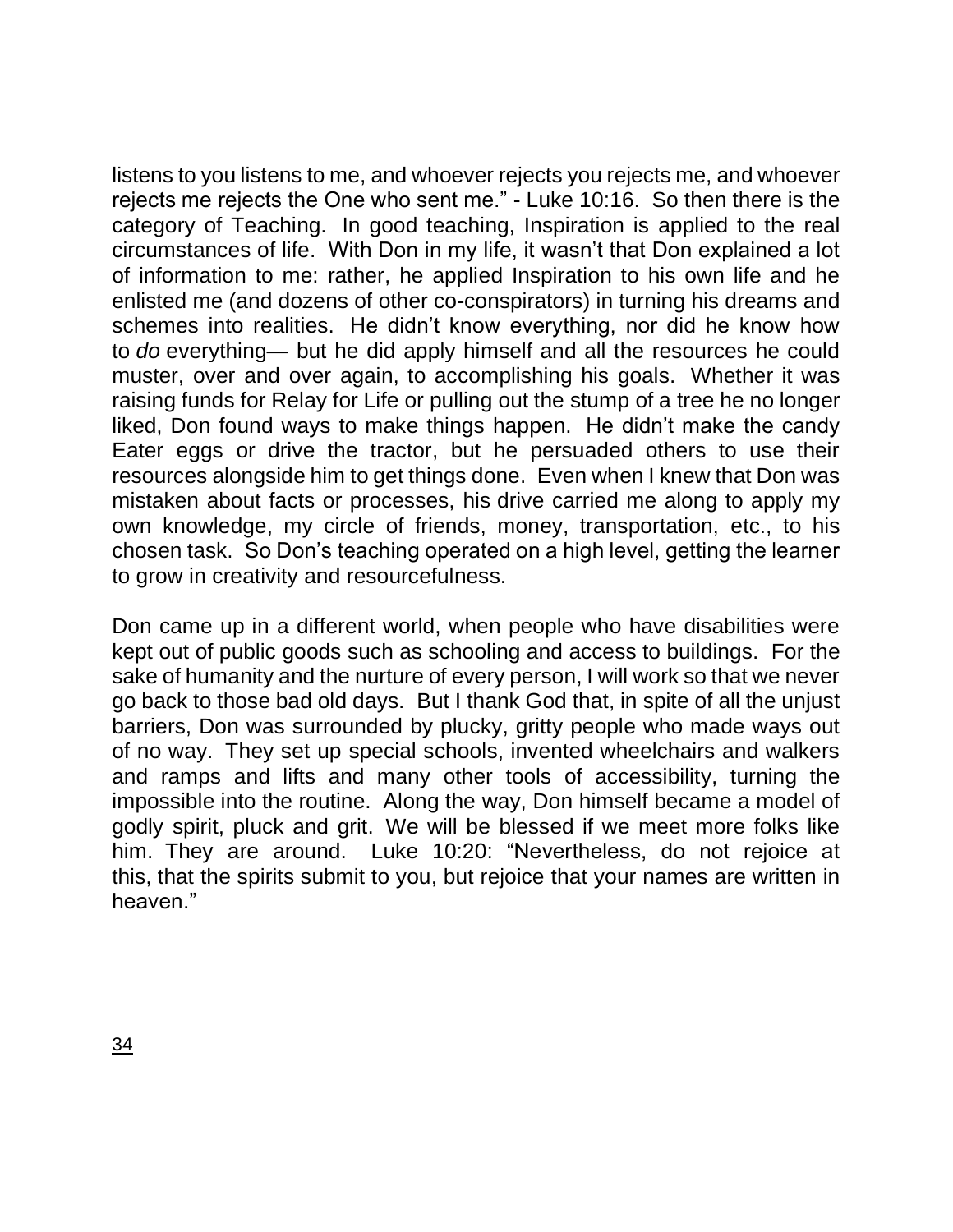listens to you listens to me, and whoever rejects you rejects me, and whoever rejects me rejects the One who sent me." - Luke 10:16. So then there is the category of Teaching. In good teaching, Inspiration is applied to the real circumstances of life. With Don in my life, it wasn't that Don explained a lot of information to me: rather, he applied Inspiration to his own life and he enlisted me (and dozens of other co-conspirators) in turning his dreams and schemes into realities. He didn't know everything, nor did he know how to *do* everything— but he did apply himself and all the resources he could muster, over and over again, to accomplishing his goals. Whether it was raising funds for Relay for Life or pulling out the stump of a tree he no longer liked, Don found ways to make things happen. He didn't make the candy Eater eggs or drive the tractor, but he persuaded others to use their resources alongside him to get things done. Even when I knew that Don was mistaken about facts or processes, his drive carried me along to apply my own knowledge, my circle of friends, money, transportation, etc., to his chosen task. So Don's teaching operated on a high level, getting the learner to grow in creativity and resourcefulness.

Don came up in a different world, when people who have disabilities were kept out of public goods such as schooling and access to buildings. For the sake of humanity and the nurture of every person, I will work so that we never go back to those bad old days. But I thank God that, in spite of all the unjust barriers, Don was surrounded by plucky, gritty people who made ways out of no way. They set up special schools, invented wheelchairs and walkers and ramps and lifts and many other tools of accessibility, turning the impossible into the routine. Along the way, Don himself became a model of godly spirit, pluck and grit. We will be blessed if we meet more folks like him. They are around. Luke 10:20: "Nevertheless, do not rejoice at this, that the spirits submit to you, but rejoice that your names are written in heaven."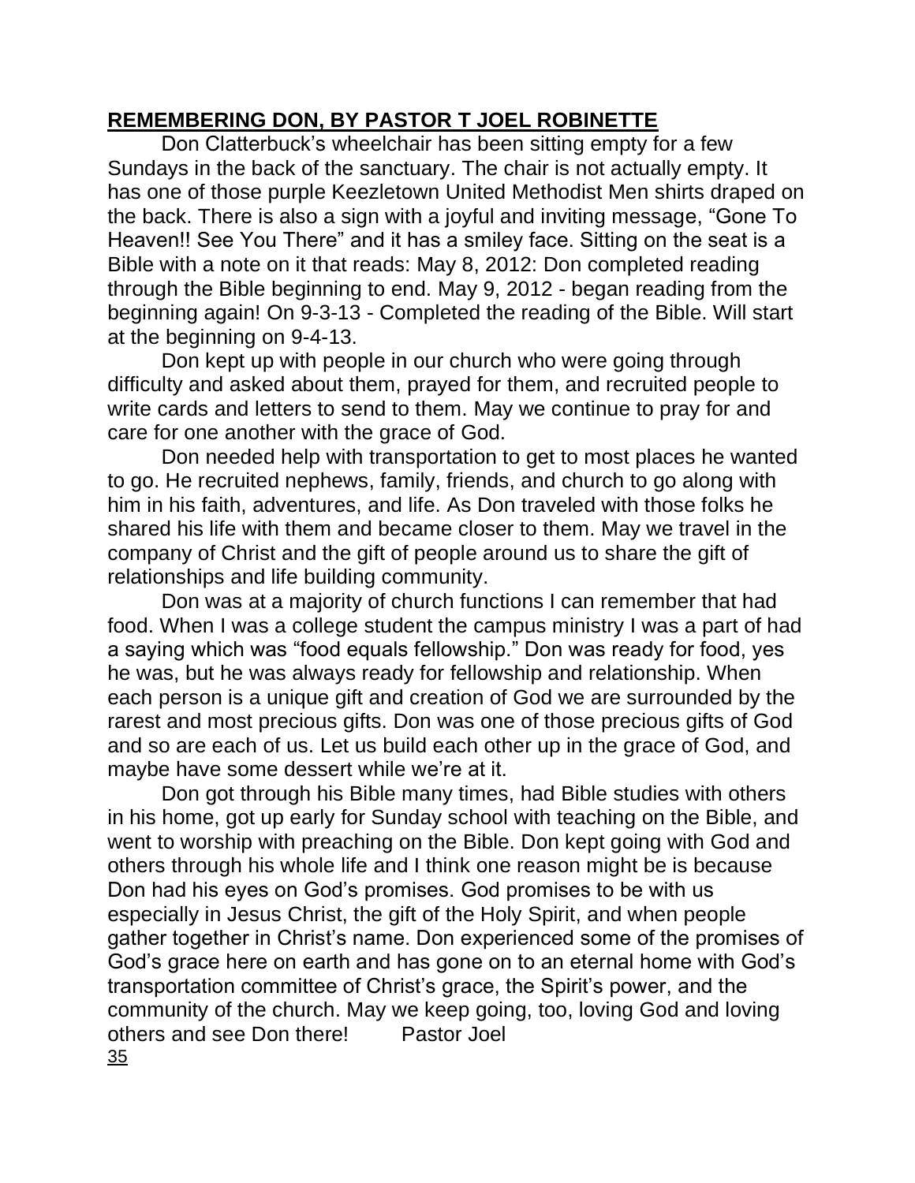## **REMEMBERING DON, BY PASTOR T JOEL ROBINETTE**

Don Clatterbuck's wheelchair has been sitting empty for a few Sundays in the back of the sanctuary. The chair is not actually empty. It has one of those purple Keezletown United Methodist Men shirts draped on the back. There is also a sign with a joyful and inviting message, "Gone To Heaven!! See You There" and it has a smiley face. Sitting on the seat is a Bible with a note on it that reads: May 8, 2012: Don completed reading through the Bible beginning to end. May 9, 2012 - began reading from the beginning again! On 9-3-13 - Completed the reading of the Bible. Will start at the beginning on 9-4-13.

Don kept up with people in our church who were going through difficulty and asked about them, prayed for them, and recruited people to write cards and letters to send to them. May we continue to pray for and care for one another with the grace of God.

Don needed help with transportation to get to most places he wanted to go. He recruited nephews, family, friends, and church to go along with him in his faith, adventures, and life. As Don traveled with those folks he shared his life with them and became closer to them. May we travel in the company of Christ and the gift of people around us to share the gift of relationships and life building community.

Don was at a majority of church functions I can remember that had food. When I was a college student the campus ministry I was a part of had a saying which was "food equals fellowship." Don was ready for food, yes he was, but he was always ready for fellowship and relationship. When each person is a unique gift and creation of God we are surrounded by the rarest and most precious gifts. Don was one of those precious gifts of God and so are each of us. Let us build each other up in the grace of God, and maybe have some dessert while we're at it.

Don got through his Bible many times, had Bible studies with others in his home, got up early for Sunday school with teaching on the Bible, and went to worship with preaching on the Bible. Don kept going with God and others through his whole life and I think one reason might be is because Don had his eyes on God's promises. God promises to be with us especially in Jesus Christ, the gift of the Holy Spirit, and when people gather together in Christ's name. Don experienced some of the promises of God's grace here on earth and has gone on to an eternal home with God's transportation committee of Christ's grace, the Spirit's power, and the community of the church. May we keep going, too, loving God and loving others and see Don there! Pastor Joel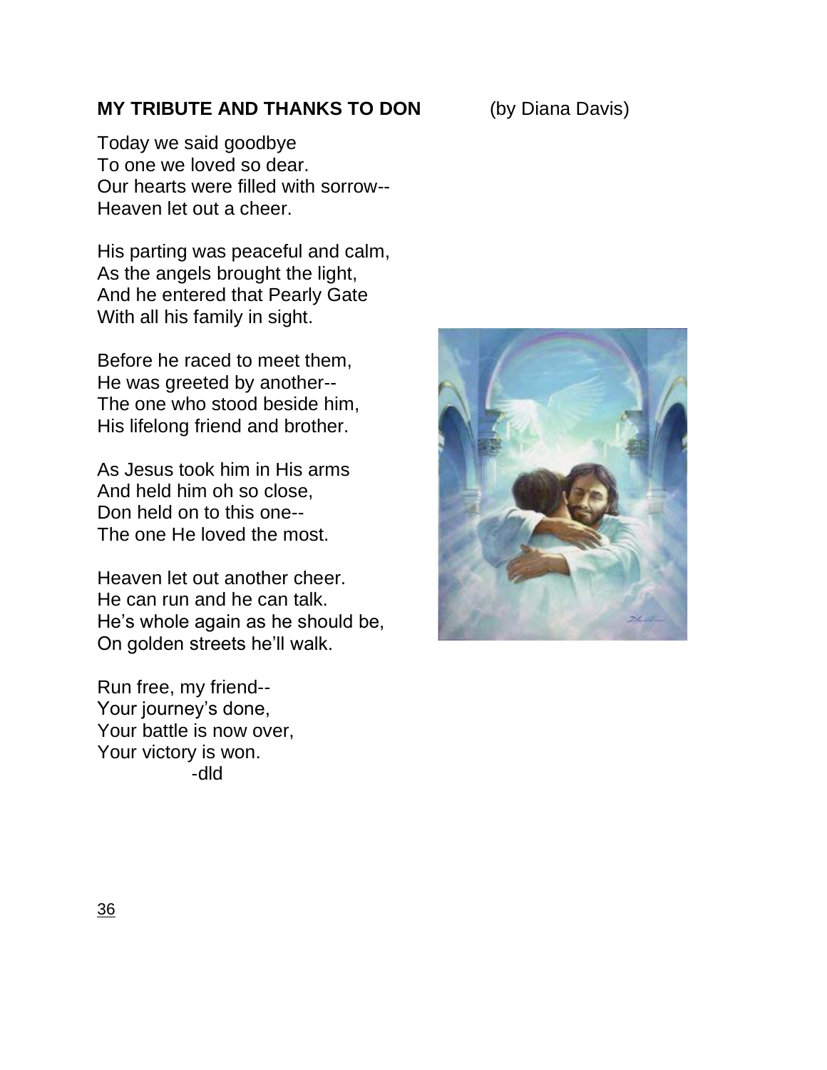**MY TRIBUTE AND THANKS TO DON** (by Diana Davis)

Today we said goodbye
To one we loved so dear.
Our hearts were filled with sorrow--
Heaven let out a cheer.

His parting was peaceful and calm,
As the angels brought the light,
And he entered that Pearly Gate
With all his family in sight.

Before he raced to meet them,
He was greeted by another--
The one who stood beside him,
His lifelong friend and brother.

As Jesus took him in His arms
And held him oh so close,
Don held on to this one--
The one He loved the most.

Heaven let out another cheer.
He can run and he can talk.
He's whole again as he should be,
On golden streets he'll walk.

Run free, my friend--
Your journey's done,
Your battle is now over,
Your victory is won.

-dld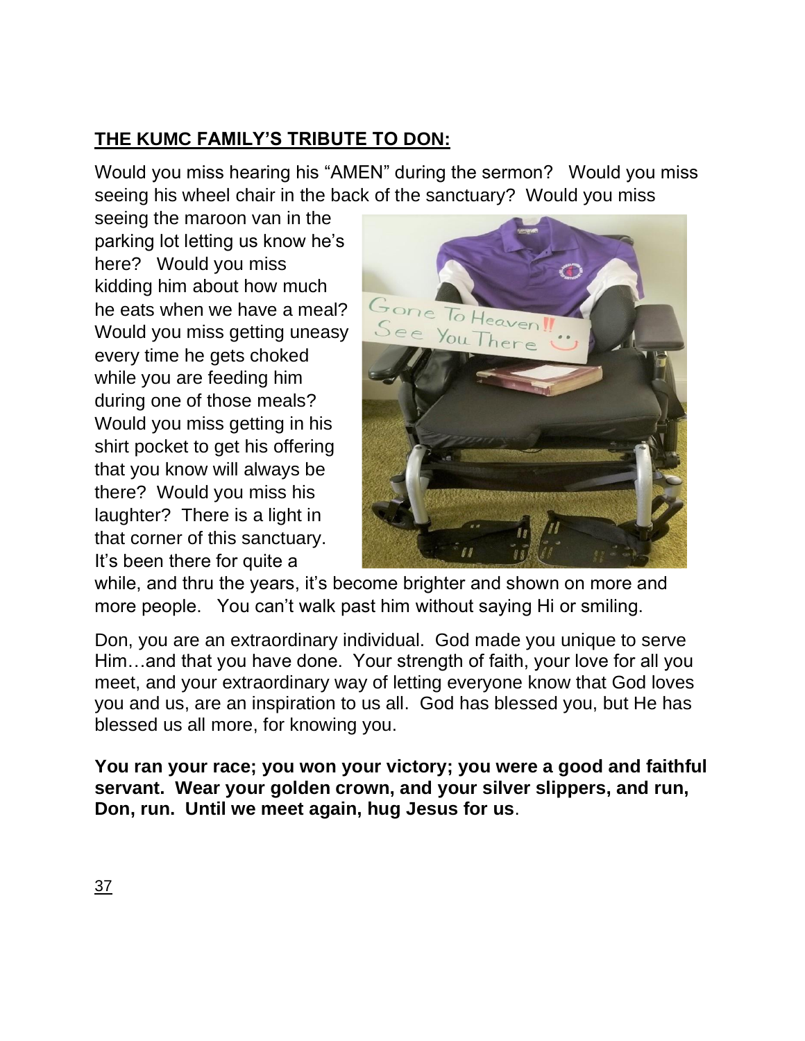**THE KUMC FAMILY'S TRIBUTE TO DON:**

Would you miss hearing his "AMEN" during the sermon? Would you miss seeing his wheel chair in the back of the sanctuary? Would you miss seeing the maroon van in the parking lot letting us know he's here? Would you miss kidding him about how much he eats when we have a meal? Would you miss getting uneasy every time he gets choked while you are feeding him during one of those meals? Would you miss getting in his shirt pocket to get his offering that you know will always be there? Would you miss his laughter? There is a light in that corner of this sanctuary. It's been there for quite a while, and thru the years, it's become brighter and shown on more and more people. You can't walk past him without saying Hi or smiling.

Don, you are an extraordinary individual. God made you unique to serve Him…and that you have done. Your strength of faith, your love for all you meet, and your extraordinary way of letting everyone know that God loves you and us, are an inspiration to us all. God has blessed you, but He has blessed us all more, for knowing you.

**You ran your race; you won your victory; you were a good and faithful servant. Wear your golden crown, and your silver slippers, and run, Don, run. Until we meet again, hug Jesus for us**.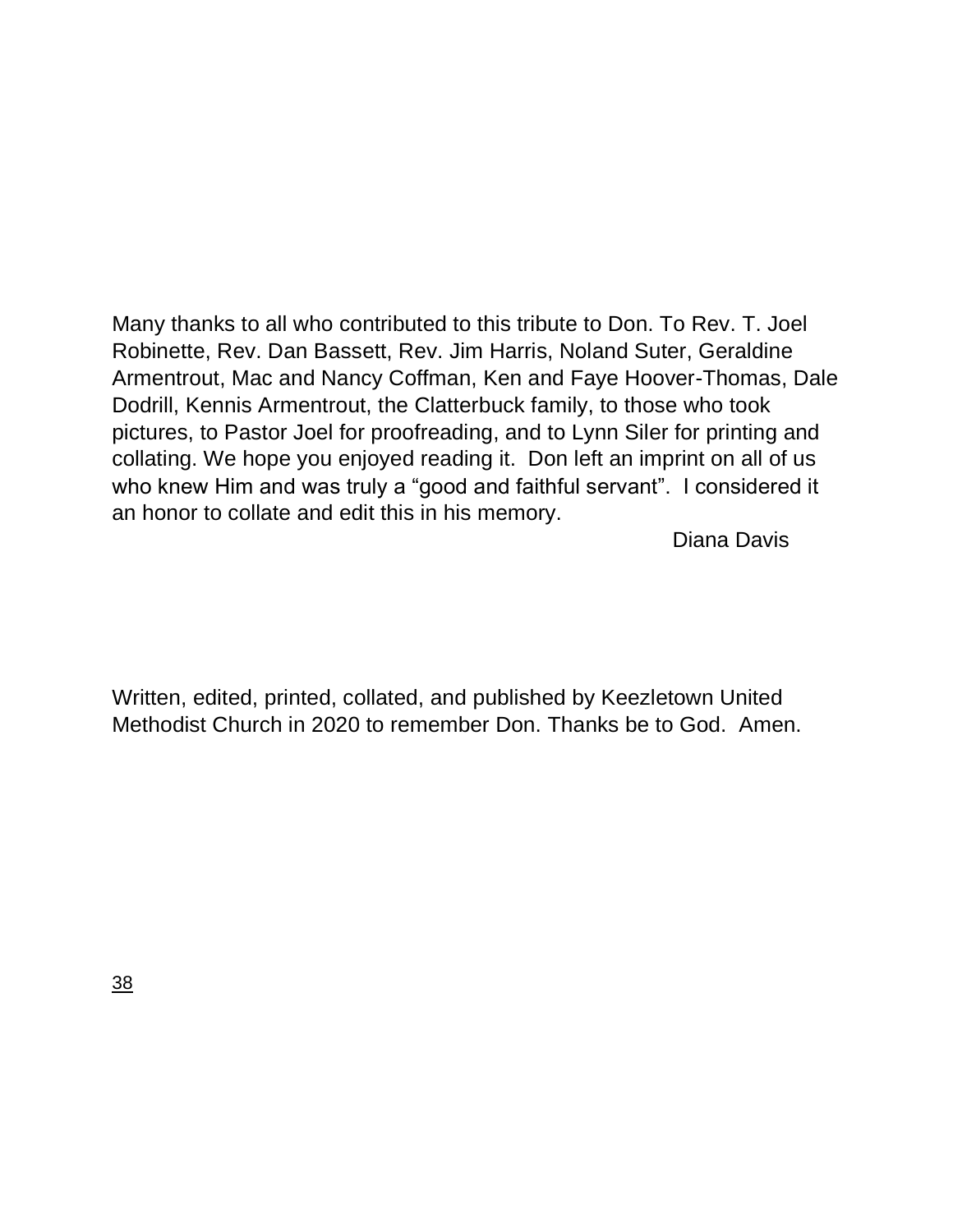Many thanks to all who contributed to this tribute to Don. To Rev. T. Joel Robinette, Rev. Dan Bassett, Rev. Jim Harris, Noland Suter, Geraldine Armentrout, Mac and Nancy Coffman, Ken and Faye Hoover-Thomas, Dale Dodrill, Kennis Armentrout, the Clatterbuck family, to those who took pictures, to Pastor Joel for proofreading, and to Lynn Siler for printing and collating. We hope you enjoyed reading it. Don left an imprint on all of us who knew Him and was truly a “good and faithful servant”. I considered it an honor to collate and edit this in his memory.

Diana Davis

Written, edited, printed, collated, and published by Keezletown United Methodist Church in 2020 to remember Don. Thanks be to God. Amen.